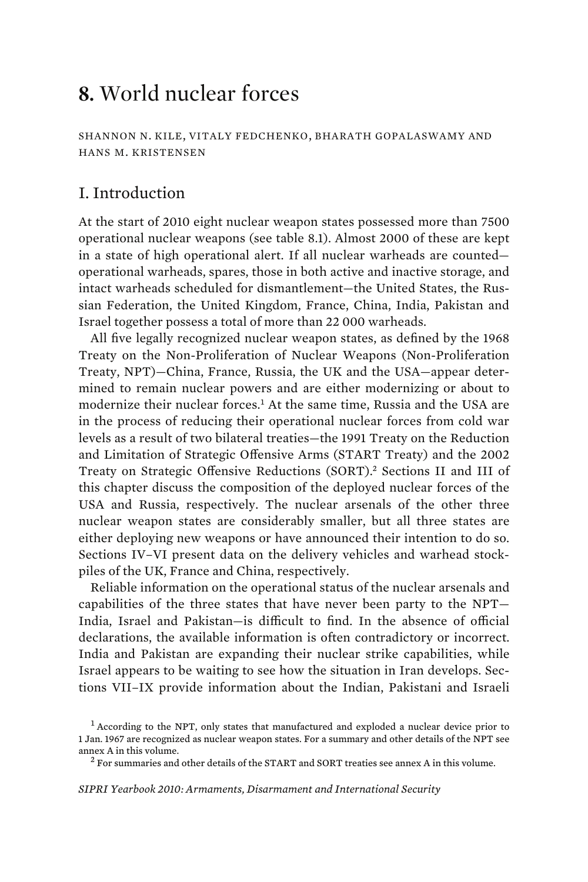# 8. World nuclear forces

SHANNON N. KILE, VITALY FEDCHENKO, BHARATH GOPALASWAMY AND HANS M. KRISTENSEN

## I. Introduction

At the start of 2010 eight nuclear weapon states possessed more than 7500 operational nuclear weapons (see table 8.1). Almost 2000 of these are kept in a state of high operational alert. If all nuclear warheads are counted—operational warheads, spares, those in both active and inactive storage, and intact warheads scheduled for dismantlement—the United States, the Russian Federation, the United Kingdom, France, China, India, Pakistan and Israel together possess a total of more than 22 000 warheads.

All five legally recognized nuclear weapon states, as defined by the 1968 Treaty on the Non-Proliferation of Nuclear Weapons (Non-Proliferation Treaty, NPT)—China, France, Russia, the UK and the USA—appear determined to remain nuclear powers and are either modernizing or about to modernize their nuclear forces.[1] At the same time, Russia and the USA are in the process of reducing their operational nuclear forces from cold war levels as a result of two bilateral treaties—the 1991 Treaty on the Reduction and Limitation of Strategic Offensive Arms (START Treaty) and the 2002 Treaty on Strategic Offensive Reductions (SORT).[2] Sections II and III of this chapter discuss the composition of the deployed nuclear forces of the USA and Russia, respectively. The nuclear arsenals of the other three nuclear weapon states are considerably smaller, but all three states are either deploying new weapons or have announced their intention to do so. Sections IV–VI present data on the delivery vehicles and warhead stockpiles of the UK, France and China, respectively.

Reliable information on the operational status of the nuclear arsenals and capabilities of the three states that have never been party to the NPT—India, Israel and Pakistan—is difficult to find. In the absence of official declarations, the available information is often contradictory or incorrect. India and Pakistan are expanding their nuclear strike capabilities, while Israel appears to be waiting to see how the situation in Iran develops. Sections VII–IX provide information about the Indian, Pakistani and Israeli

[1] According to the NPT, only states that manufactured and exploded a nuclear device prior to 1 Jan. 1967 are recognized as nuclear weapon states. For a summary and other details of the NPT see annex A in this volume.

[2] For summaries and other details of the START and SORT treaties see annex A in this volume.

*SIPRI Yearbook 2010: Armaments, Disarmament and International Security*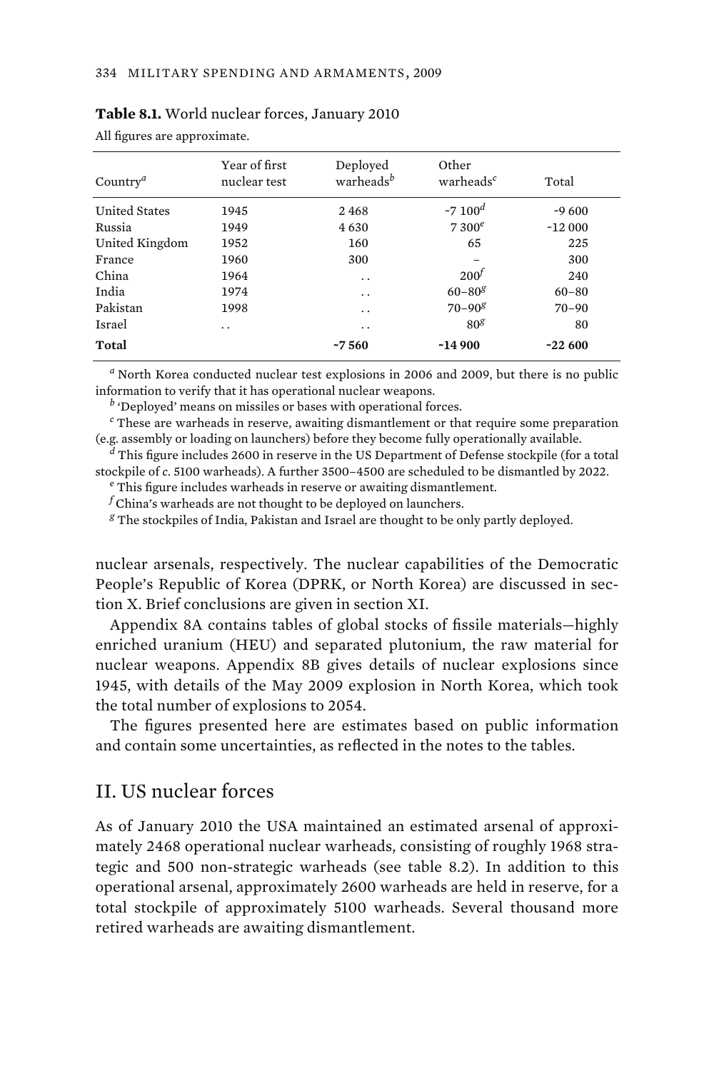**Table 8.1.** World nuclear forces, January 2010

All figures are approximate.

| Country[a] | Year of first nuclear test | Deployed warheads[b] | Other warheads[c] | Total |
|---|---|---|---|---|
| United States | 1945 | 2 468 | ~7 100[d] | ~9 600 |
| Russia | 1949 | 4 630 | 7 300[e] | ~12 000 |
| United Kingdom | 1952 | 160 | 65 | 225 |
| France | 1960 | 300 | – | 300 |
| China | 1964 | . . | 200[f] | 240 |
| India | 1974 | . . | 60–80[g] | 60–80 |
| Pakistan | 1998 | . . | 70–90[g] | 70–90 |
| Israel | . . | . . | 80[g] | 80 |
| **Total** | | **~7 560** | **~14 900** | **~22 600** |

[a] North Korea conducted nuclear test explosions in 2006 and 2009, but there is no public information to verify that it has operational nuclear weapons.

[b] 'Deployed' means on missiles or bases with operational forces.

[c] These are warheads in reserve, awaiting dismantlement or that require some preparation (e.g. assembly or loading on launchers) before they become fully operationally available.

[d] This figure includes 2600 in reserve in the US Department of Defense stockpile (for a total stockpile of *c*. 5100 warheads). A further 3500–4500 are scheduled to be dismantled by 2022.

[e] This figure includes warheads in reserve or awaiting dismantlement.

[f] China's warheads are not thought to be deployed on launchers.

[g] The stockpiles of India, Pakistan and Israel are thought to be only partly deployed.

nuclear arsenals, respectively. The nuclear capabilities of the Democratic People's Republic of Korea (DPRK, or North Korea) are discussed in section X. Brief conclusions are given in section XI.

Appendix 8A contains tables of global stocks of fissile materials—highly enriched uranium (HEU) and separated plutonium, the raw material for nuclear weapons. Appendix 8B gives details of nuclear explosions since 1945, with details of the May 2009 explosion in North Korea, which took the total number of explosions to 2054.

The figures presented here are estimates based on public information and contain some uncertainties, as reflected in the notes to the tables.

## II. US nuclear forces

As of January 2010 the USA maintained an estimated arsenal of approximately 2468 operational nuclear warheads, consisting of roughly 1968 strategic and 500 non-strategic warheads (see table 8.2). In addition to this operational arsenal, approximately 2600 warheads are held in reserve, for a total stockpile of approximately 5100 warheads. Several thousand more retired warheads are awaiting dismantlement.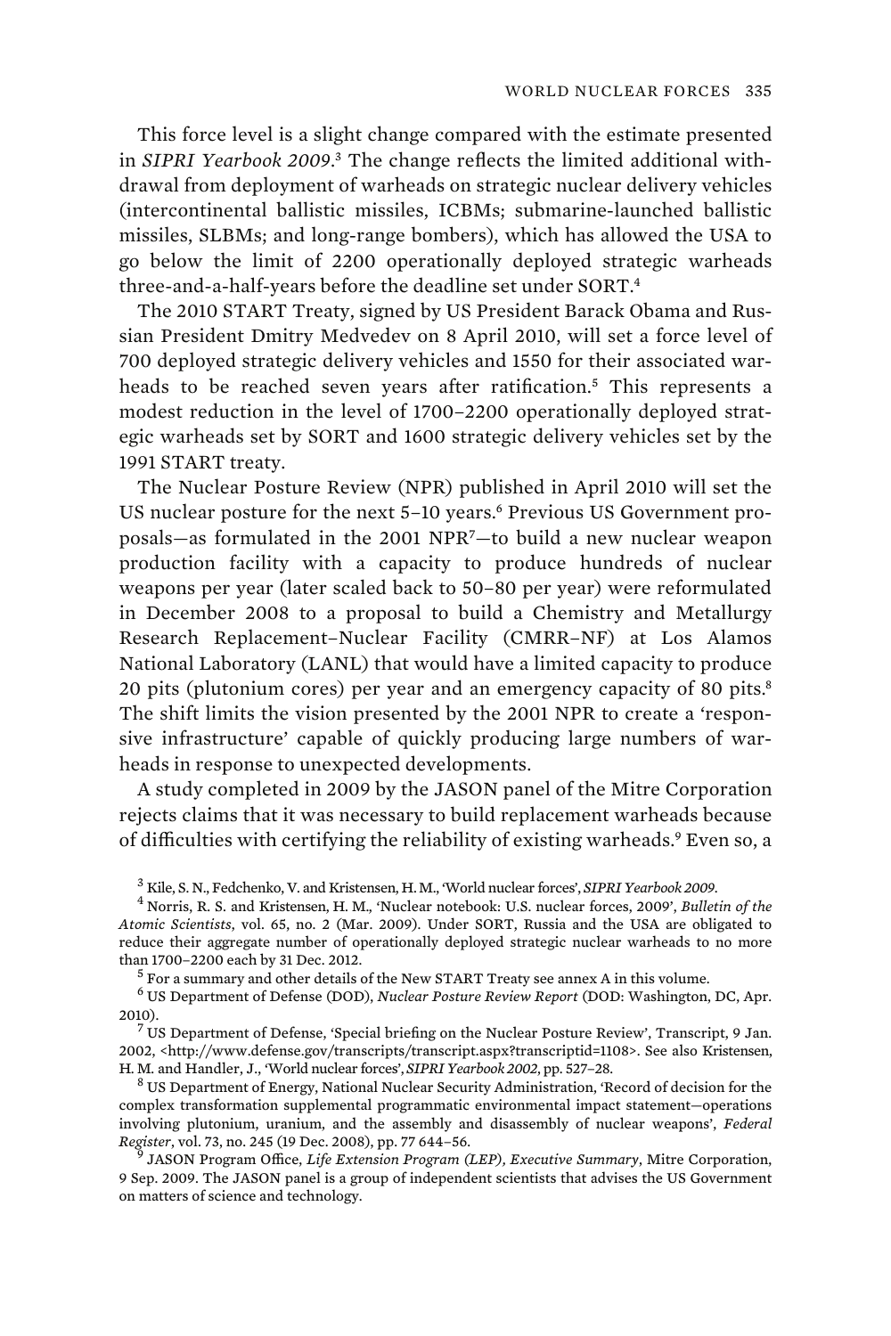This force level is a slight change compared with the estimate presented in *SIPRI Yearbook 2009*.[3] The change reflects the limited additional withdrawal from deployment of warheads on strategic nuclear delivery vehicles (intercontinental ballistic missiles, ICBMs; submarine-launched ballistic missiles, SLBMs; and long-range bombers), which has allowed the USA to go below the limit of 2200 operationally deployed strategic warheads three-and-a-half-years before the deadline set under SORT.[4]

The 2010 START Treaty, signed by US President Barack Obama and Russian President Dmitry Medvedev on 8 April 2010, will set a force level of 700 deployed strategic delivery vehicles and 1550 for their associated warheads to be reached seven years after ratification.[5] This represents a modest reduction in the level of 1700–2200 operationally deployed strategic warheads set by SORT and 1600 strategic delivery vehicles set by the 1991 START treaty.

The Nuclear Posture Review (NPR) published in April 2010 will set the US nuclear posture for the next 5–10 years.[6] Previous US Government proposals—as formulated in the 2001 NPR[7]—to build a new nuclear weapon production facility with a capacity to produce hundreds of nuclear weapons per year (later scaled back to 50–80 per year) were reformulated in December 2008 to a proposal to build a Chemistry and Metallurgy Research Replacement–Nuclear Facility (CMRR–NF) at Los Alamos National Laboratory (LANL) that would have a limited capacity to produce 20 pits (plutonium cores) per year and an emergency capacity of 80 pits.[8] The shift limits the vision presented by the 2001 NPR to create a 'responsive infrastructure' capable of quickly producing large numbers of warheads in response to unexpected developments.

A study completed in 2009 by the JASON panel of the Mitre Corporation rejects claims that it was necessary to build replacement warheads because of difficulties with certifying the reliability of existing warheads.[9] Even so, a

[3] Kile, S. N., Fedchenko, V. and Kristensen, H. M., 'World nuclear forces', *SIPRI Yearbook 2009*.

[4] Norris, R. S. and Kristensen, H. M., 'Nuclear notebook: U.S. nuclear forces, 2009', *Bulletin of the Atomic Scientists*, vol. 65, no. 2 (Mar. 2009). Under SORT, Russia and the USA are obligated to reduce their aggregate number of operationally deployed strategic nuclear warheads to no more than 1700–2200 each by 31 Dec. 2012.

[5] For a summary and other details of the New START Treaty see annex A in this volume.

[6] US Department of Defense (DOD), *Nuclear Posture Review Report* (DOD: Washington, DC, Apr. 2010).

[7] US Department of Defense, 'Special briefing on the Nuclear Posture Review', Transcript, 9 Jan. 2002, <http://www.defense.gov/transcripts/transcript.aspx?transcriptid=1108>. See also Kristensen, H. M. and Handler, J., 'World nuclear forces', *SIPRI Yearbook 2002*, pp. 527–28.

[8] US Department of Energy, National Nuclear Security Administration, 'Record of decision for the complex transformation supplemental programmatic environmental impact statement—operations involving plutonium, uranium, and the assembly and disassembly of nuclear weapons', *Federal Register*, vol. 73, no. 245 (19 Dec. 2008), pp. 77 644–56.

[9] JASON Program Office, *Life Extension Program (LEP), Executive Summary*, Mitre Corporation, 9 Sep. 2009. The JASON panel is a group of independent scientists that advises the US Government on matters of science and technology.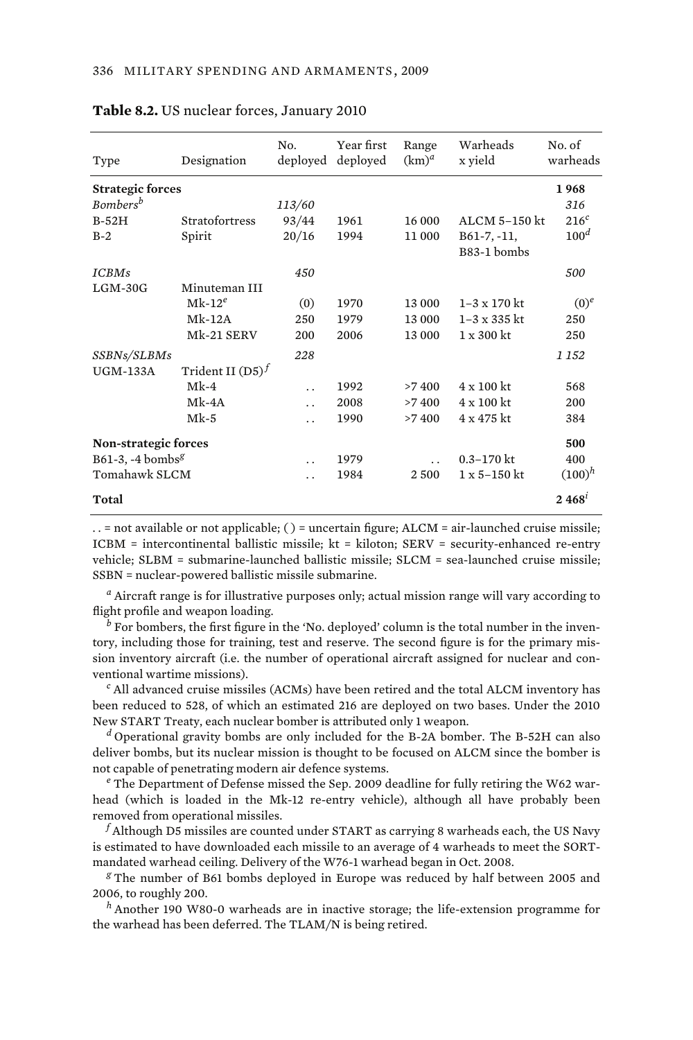**Table 8.2.** US nuclear forces, January 2010

| Type | Designation | No. deployed | Year first deployed | Range (km)[a] | Warheads x yield | No. of warheads |
|---|---|---|---|---|---|---|
| **Strategic forces** | | | | | | **1 968** |
| *Bombers*[b] | | *113/60* | | | | *316* |
| B-52H | Stratofortress | 93/44 | 1961 | 16 000 | ALCM 5–150 kt | 216[c] |
| B-2 | Spirit | 20/16 | 1994 | 11 000 | B61-7, -11, B83-1 bombs | 100[d] |
| *ICBMs* | | *450* | | | | *500* |
| LGM-30G | Minuteman III | | | | | |
| | Mk-12[e] | (0) | 1970 | 13 000 | 1–3 x 170 kt | (0)[e] |
| | Mk-12A | 250 | 1979 | 13 000 | 1–3 x 335 kt | 250 |
| | Mk-21 SERV | 200 | 2006 | 13 000 | 1 x 300 kt | 250 |
| *SSBNs/SLBMs* | | *228* | | | | *1 152* |
| UGM-133A | Trident II (D5)[f] | | | | | |
| | Mk-4 | . . | 1992 | >7 400 | 4 x 100 kt | 568 |
| | Mk-4A | . . | 2008 | >7 400 | 4 x 100 kt | 200 |
| | Mk-5 | . . | 1990 | >7 400 | 4 x 475 kt | 384 |
| **Non-strategic forces** | | | | | | **500** |
| B61-3, -4 bombs[g] | | . . | 1979 | . . | 0.3–170 kt | 400 |
| Tomahawk SLCM | | . . | 1984 | 2 500 | 1 x 5–150 kt | (100)[h] |
| **Total** | | | | | | **2 468**[i] |

. . = not available or not applicable; ( ) = uncertain figure; ALCM = air-launched cruise missile; ICBM = intercontinental ballistic missile; kt = kiloton; SERV = security-enhanced re-entry vehicle; SLBM = submarine-launched ballistic missile; SLCM = sea-launched cruise missile; SSBN = nuclear-powered ballistic missile submarine.

[a] Aircraft range is for illustrative purposes only; actual mission range will vary according to flight profile and weapon loading.

[b] For bombers, the first figure in the 'No. deployed' column is the total number in the inventory, including those for training, test and reserve. The second figure is for the primary mission inventory aircraft (i.e. the number of operational aircraft assigned for nuclear and conventional wartime missions).

[c] All advanced cruise missiles (ACMs) have been retired and the total ALCM inventory has been reduced to 528, of which an estimated 216 are deployed on two bases. Under the 2010 New START Treaty, each nuclear bomber is attributed only 1 weapon.

[d] Operational gravity bombs are only included for the B-2A bomber. The B-52H can also deliver bombs, but its nuclear mission is thought to be focused on ALCM since the bomber is not capable of penetrating modern air defence systems.

[e] The Department of Defense missed the Sep. 2009 deadline for fully retiring the W62 warhead (which is loaded in the Mk-12 re-entry vehicle), although all have probably been removed from operational missiles.

[f] Although D5 missiles are counted under START as carrying 8 warheads each, the US Navy is estimated to have downloaded each missile to an average of 4 warheads to meet the SORT-mandated warhead ceiling. Delivery of the W76-1 warhead began in Oct. 2008.

[g] The number of B61 bombs deployed in Europe was reduced by half between 2005 and 2006, to roughly 200.

[h] Another 190 W80-0 warheads are in inactive storage; the life-extension programme for the warhead has been deferred. The TLAM/N is being retired.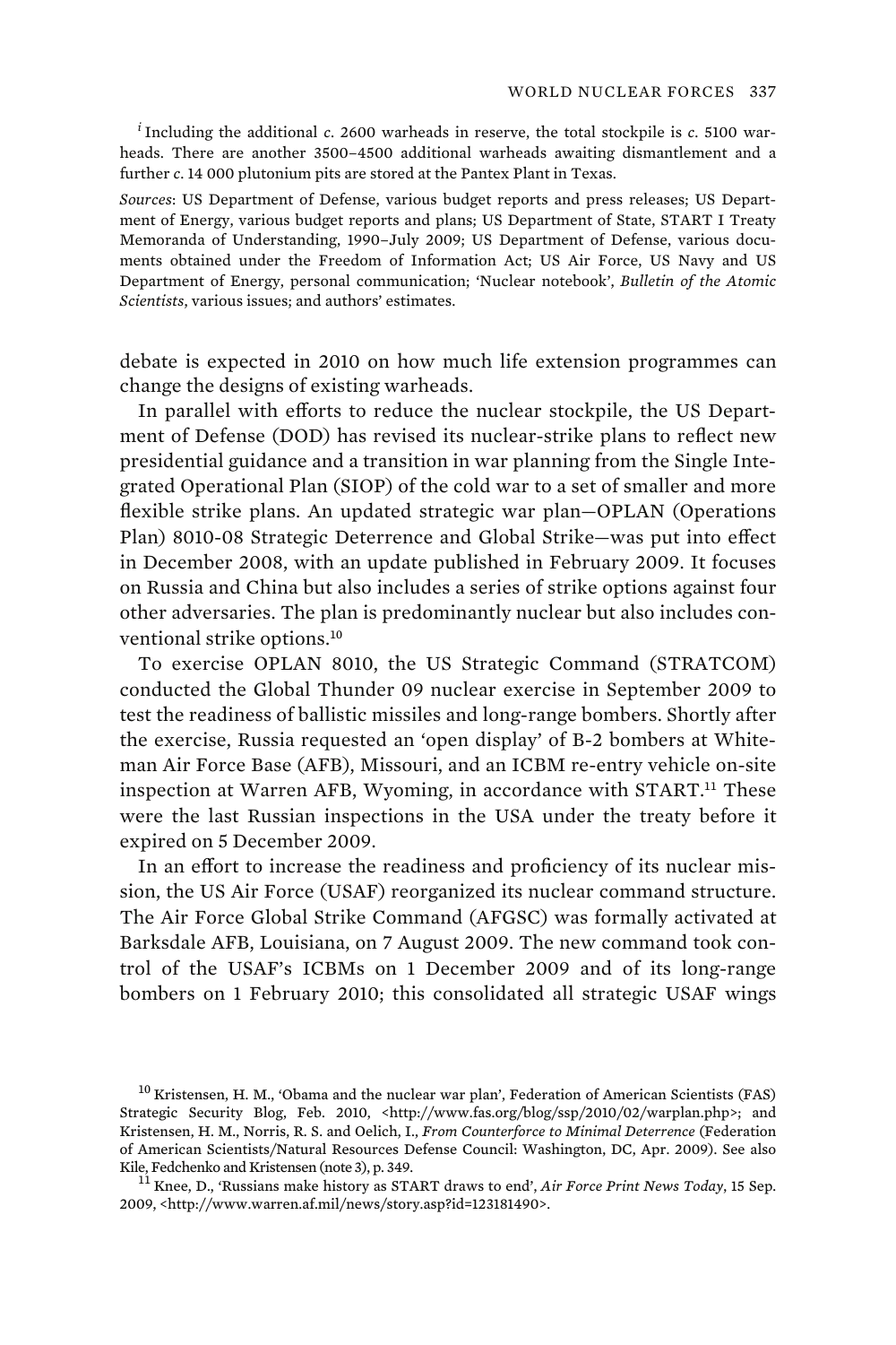[i] Including the additional *c*. 2600 warheads in reserve, the total stockpile is *c*. 5100 warheads. There are another 3500–4500 additional warheads awaiting dismantlement and a further *c*. 14 000 plutonium pits are stored at the Pantex Plant in Texas.

*Sources*: US Department of Defense, various budget reports and press releases; US Department of Energy, various budget reports and plans; US Department of State, START I Treaty Memoranda of Understanding, 1990–July 2009; US Department of Defense, various documents obtained under the Freedom of Information Act; US Air Force, US Navy and US Department of Energy, personal communication; 'Nuclear notebook', *Bulletin of the Atomic Scientists*, various issues; and authors' estimates.

debate is expected in 2010 on how much life extension programmes can change the designs of existing warheads.

In parallel with efforts to reduce the nuclear stockpile, the US Department of Defense (DOD) has revised its nuclear-strike plans to reflect new presidential guidance and a transition in war planning from the Single Integrated Operational Plan (SIOP) of the cold war to a set of smaller and more flexible strike plans. An updated strategic war plan—OPLAN (Operations Plan) 8010-08 Strategic Deterrence and Global Strike—was put into effect in December 2008, with an update published in February 2009. It focuses on Russia and China but also includes a series of strike options against four other adversaries. The plan is predominantly nuclear but also includes conventional strike options.[10]

To exercise OPLAN 8010, the US Strategic Command (STRATCOM) conducted the Global Thunder 09 nuclear exercise in September 2009 to test the readiness of ballistic missiles and long-range bombers. Shortly after the exercise, Russia requested an 'open display' of B-2 bombers at Whiteman Air Force Base (AFB), Missouri, and an ICBM re-entry vehicle on-site inspection at Warren AFB, Wyoming, in accordance with START.[11] These were the last Russian inspections in the USA under the treaty before it expired on 5 December 2009.

In an effort to increase the readiness and proficiency of its nuclear mission, the US Air Force (USAF) reorganized its nuclear command structure. The Air Force Global Strike Command (AFGSC) was formally activated at Barksdale AFB, Louisiana, on 7 August 2009. The new command took control of the USAF's ICBMs on 1 December 2009 and of its long-range bombers on 1 February 2010; this consolidated all strategic USAF wings

[10] Kristensen, H. M., 'Obama and the nuclear war plan', Federation of American Scientists (FAS) Strategic Security Blog, Feb. 2010, <http://www.fas.org/blog/ssp/2010/02/warplan.php>; and Kristensen, H. M., Norris, R. S. and Oelich, I., *From Counterforce to Minimal Deterrence* (Federation of American Scientists/Natural Resources Defense Council: Washington, DC, Apr. 2009). See also Kile, Fedchenko and Kristensen (note 3), p. 349.

[11] Knee, D., 'Russians make history as START draws to end', *Air Force Print News Today*, 15 Sep. 2009, <http://www.warren.af.mil/news/story.asp?id=123181490>.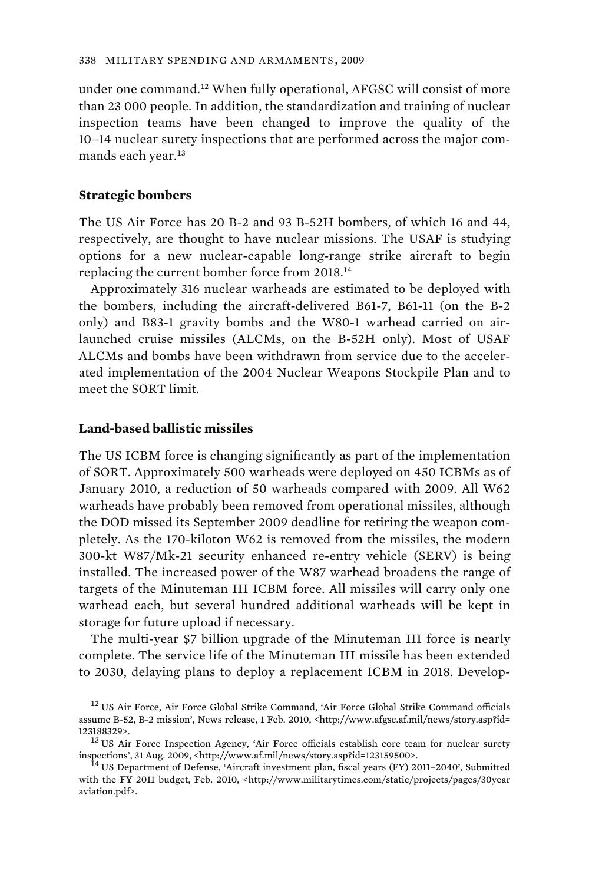under one command.[12] When fully operational, AFGSC will consist of more than 23 000 people. In addition, the standardization and training of nuclear inspection teams have been changed to improve the quality of the 10–14 nuclear surety inspections that are performed across the major commands each year.[13]

### Strategic bombers

The US Air Force has 20 B-2 and 93 B-52H bombers, of which 16 and 44, respectively, are thought to have nuclear missions. The USAF is studying options for a new nuclear-capable long-range strike aircraft to begin replacing the current bomber force from 2018.[14]

Approximately 316 nuclear warheads are estimated to be deployed with the bombers, including the aircraft-delivered B61-7, B61-11 (on the B-2 only) and B83-1 gravity bombs and the W80-1 warhead carried on air-launched cruise missiles (ALCMs, on the B-52H only). Most of USAF ALCMs and bombs have been withdrawn from service due to the accelerated implementation of the 2004 Nuclear Weapons Stockpile Plan and to meet the SORT limit.

### Land-based ballistic missiles

The US ICBM force is changing significantly as part of the implementation of SORT. Approximately 500 warheads were deployed on 450 ICBMs as of January 2010, a reduction of 50 warheads compared with 2009. All W62 warheads have probably been removed from operational missiles, although the DOD missed its September 2009 deadline for retiring the weapon completely. As the 170-kiloton W62 is removed from the missiles, the modern 300-kt W87/Mk-21 security enhanced re-entry vehicle (SERV) is being installed. The increased power of the W87 warhead broadens the range of targets of the Minuteman III ICBM force. All missiles will carry only one warhead each, but several hundred additional warheads will be kept in storage for future upload if necessary.

The multi-year $7 billion upgrade of the Minuteman III force is nearly complete. The service life of the Minuteman III missile has been extended to 2030, delaying plans to deploy a replacement ICBM in 2018. Develop-

[12] US Air Force, Air Force Global Strike Command, 'Air Force Global Strike Command officials assume B-52, B-2 mission', News release, 1 Feb. 2010, <http://www.afgsc.af.mil/news/story.asp?id=123188329>.

[13] US Air Force Inspection Agency, 'Air Force officials establish core team for nuclear surety inspections', 31 Aug. 2009, <http://www.af.mil/news/story.asp?id=123159500>.

[14] US Department of Defense, 'Aircraft investment plan, fiscal years (FY) 2011–2040', Submitted with the FY 2011 budget, Feb. 2010, <http://www.militarytimes.com/static/projects/pages/30yearaviation.pdf>.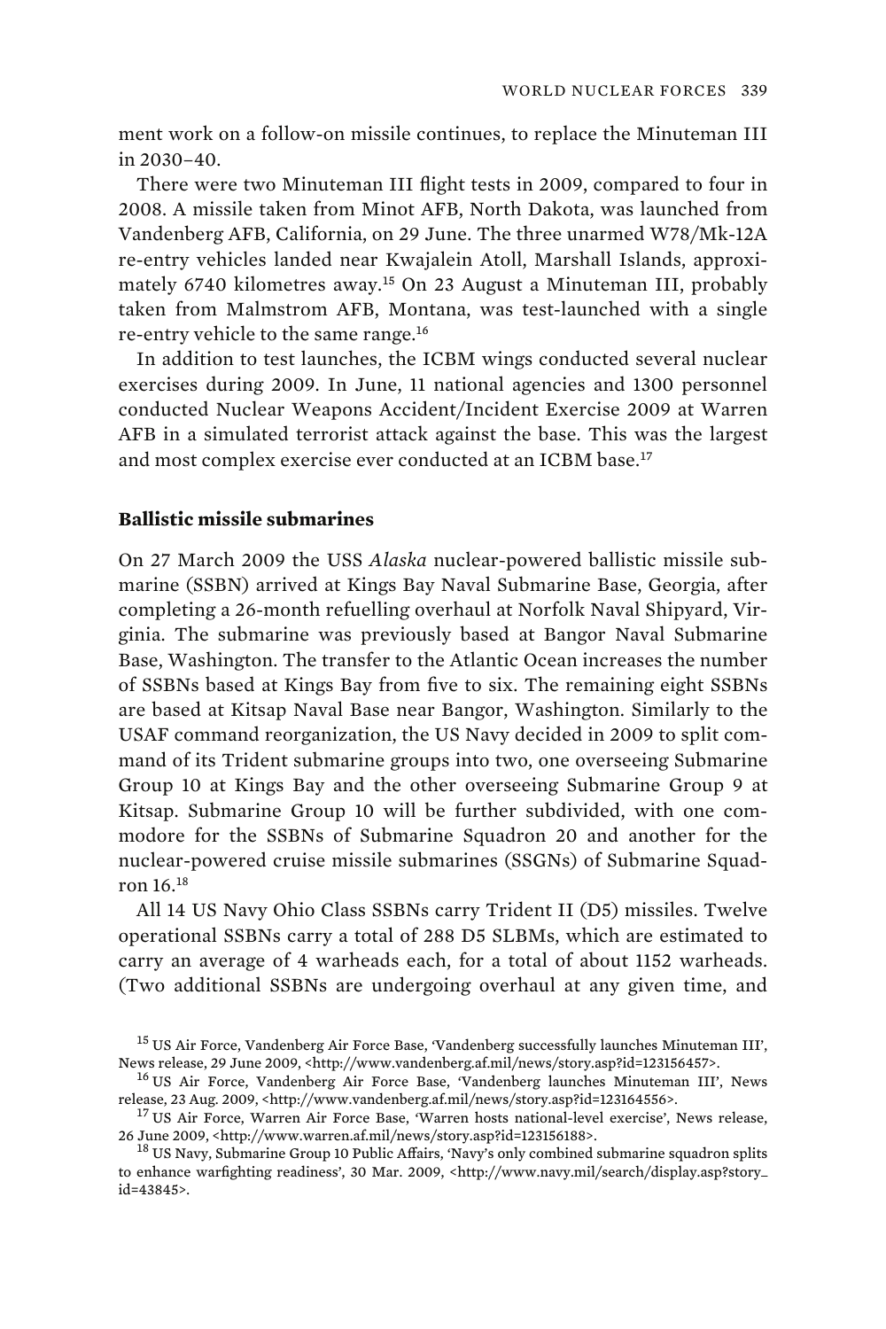ment work on a follow-on missile continues, to replace the Minuteman III in 2030–40.

There were two Minuteman III flight tests in 2009, compared to four in 2008. A missile taken from Minot AFB, North Dakota, was launched from Vandenberg AFB, California, on 29 June. The three unarmed W78/Mk-12A re-entry vehicles landed near Kwajalein Atoll, Marshall Islands, approximately 6740 kilometres away.[15] On 23 August a Minuteman III, probably taken from Malmstrom AFB, Montana, was test-launched with a single re-entry vehicle to the same range.[16]

In addition to test launches, the ICBM wings conducted several nuclear exercises during 2009. In June, 11 national agencies and 1300 personnel conducted Nuclear Weapons Accident/Incident Exercise 2009 at Warren AFB in a simulated terrorist attack against the base. This was the largest and most complex exercise ever conducted at an ICBM base.[17]

### Ballistic missile submarines

On 27 March 2009 the USS *Alaska* nuclear-powered ballistic missile submarine (SSBN) arrived at Kings Bay Naval Submarine Base, Georgia, after completing a 26-month refuelling overhaul at Norfolk Naval Shipyard, Virginia. The submarine was previously based at Bangor Naval Submarine Base, Washington. The transfer to the Atlantic Ocean increases the number of SSBNs based at Kings Bay from five to six. The remaining eight SSBNs are based at Kitsap Naval Base near Bangor, Washington. Similarly to the USAF command reorganization, the US Navy decided in 2009 to split command of its Trident submarine groups into two, one overseeing Submarine Group 10 at Kings Bay and the other overseeing Submarine Group 9 at Kitsap. Submarine Group 10 will be further subdivided, with one commodore for the SSBNs of Submarine Squadron 20 and another for the nuclear-powered cruise missile submarines (SSGNs) of Submarine Squadron 16.[18]

All 14 US Navy Ohio Class SSBNs carry Trident II (D5) missiles. Twelve operational SSBNs carry a total of 288 D5 SLBMs, which are estimated to carry an average of 4 warheads each, for a total of about 1152 warheads. (Two additional SSBNs are undergoing overhaul at any given time, and

[15] US Air Force, Vandenberg Air Force Base, 'Vandenberg successfully launches Minuteman III', News release, 29 June 2009, <http://www.vandenberg.af.mil/news/story.asp?id=123156457>.

[16] US Air Force, Vandenberg Air Force Base, 'Vandenberg launches Minuteman III', News release, 23 Aug. 2009, <http://www.vandenberg.af.mil/news/story.asp?id=123164556>.

[17] US Air Force, Warren Air Force Base, 'Warren hosts national-level exercise', News release, 26 June 2009, <http://www.warren.af.mil/news/story.asp?id=123156188>.

[18] US Navy, Submarine Group 10 Public Affairs, 'Navy's only combined submarine squadron splits to enhance warfighting readiness', 30 Mar. 2009, <http://www.navy.mil/search/display.asp?story_id=43845>.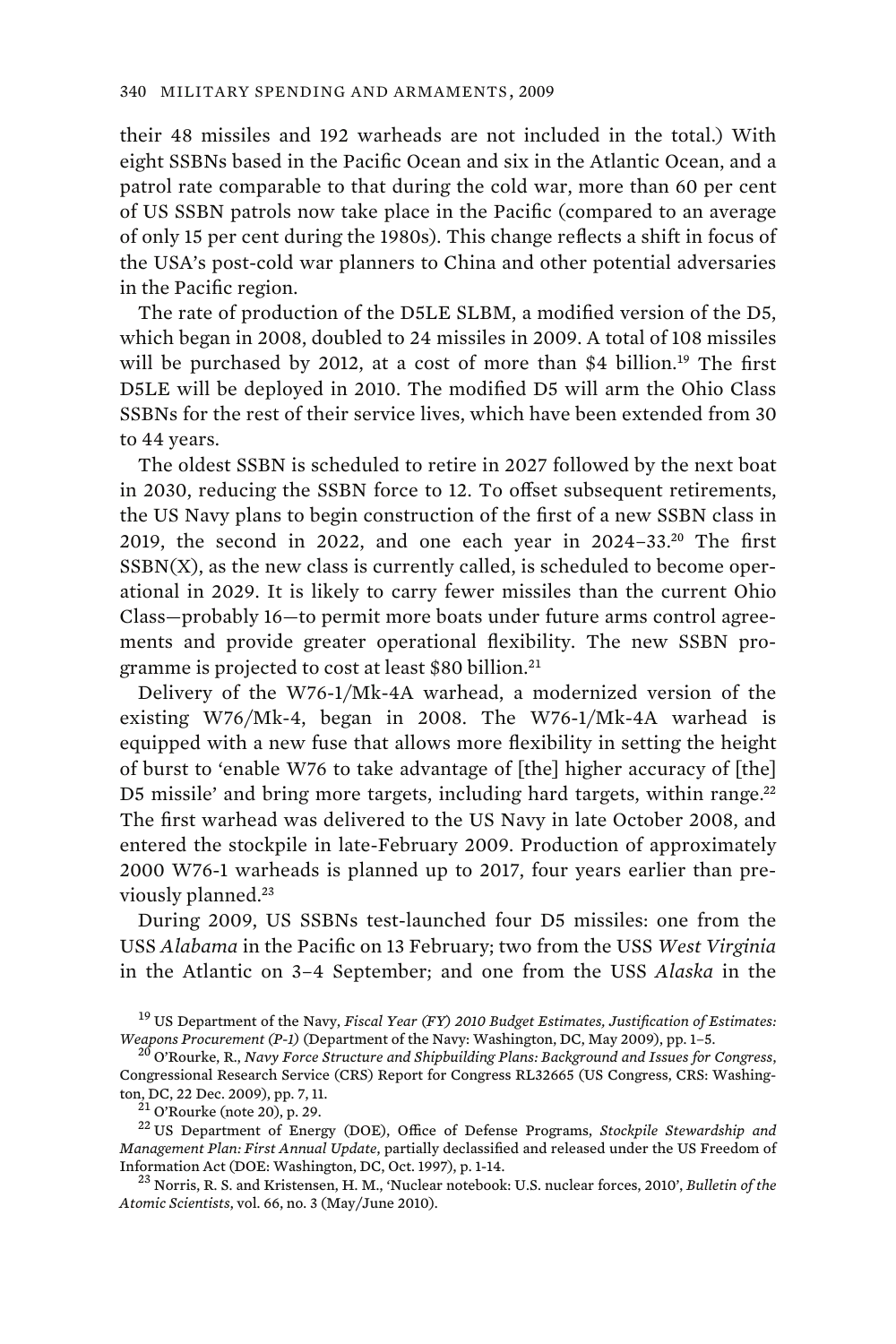their 48 missiles and 192 warheads are not included in the total.) With eight SSBNs based in the Pacific Ocean and six in the Atlantic Ocean, and a patrol rate comparable to that during the cold war, more than 60 per cent of US SSBN patrols now take place in the Pacific (compared to an average of only 15 per cent during the 1980s). This change reflects a shift in focus of the USA's post-cold war planners to China and other potential adversaries in the Pacific region.

The rate of production of the D5LE SLBM, a modified version of the D5, which began in 2008, doubled to 24 missiles in 2009. A total of 108 missiles will be purchased by 2012, at a cost of more than $4 billion.[19] The first D5LE will be deployed in 2010. The modified D5 will arm the Ohio Class SSBNs for the rest of their service lives, which have been extended from 30 to 44 years.

The oldest SSBN is scheduled to retire in 2027 followed by the next boat in 2030, reducing the SSBN force to 12. To offset subsequent retirements, the US Navy plans to begin construction of the first of a new SSBN class in 2019, the second in 2022, and one each year in 2024–33.[20] The first SSBN(X), as the new class is currently called, is scheduled to become operational in 2029. It is likely to carry fewer missiles than the current Ohio Class—probably 16—to permit more boats under future arms control agreements and provide greater operational flexibility. The new SSBN programme is projected to cost at least $80 billion.[21]

Delivery of the W76-1/Mk-4A warhead, a modernized version of the existing W76/Mk-4, began in 2008. The W76-1/Mk-4A warhead is equipped with a new fuse that allows more flexibility in setting the height of burst to 'enable W76 to take advantage of [the] higher accuracy of [the] D5 missile' and bring more targets, including hard targets, within range.[22] The first warhead was delivered to the US Navy in late October 2008, and entered the stockpile in late-February 2009. Production of approximately 2000 W76-1 warheads is planned up to 2017, four years earlier than previously planned.[23]

During 2009, US SSBNs test-launched four D5 missiles: one from the USS *Alabama* in the Pacific on 13 February; two from the USS *West Virginia* in the Atlantic on 3–4 September; and one from the USS *Alaska* in the

[19] US Department of the Navy, *Fiscal Year (FY) 2010 Budget Estimates, Justification of Estimates: Weapons Procurement (P-1)* (Department of the Navy: Washington, DC, May 2009), pp. 1–5.

[20] O'Rourke, R., *Navy Force Structure and Shipbuilding Plans: Background and Issues for Congress*, Congressional Research Service (CRS) Report for Congress RL32665 (US Congress, CRS: Washington, DC, 22 Dec. 2009), pp. 7, 11.

[21] O'Rourke (note 20), p. 29.

[22] US Department of Energy (DOE), Office of Defense Programs, *Stockpile Stewardship and Management Plan: First Annual Update*, partially declassified and released under the US Freedom of Information Act (DOE: Washington, DC, Oct. 1997), p. 1-14.

[23] Norris, R. S. and Kristensen, H. M., 'Nuclear notebook: U.S. nuclear forces, 2010', *Bulletin of the Atomic Scientists*, vol. 66, no. 3 (May/June 2010).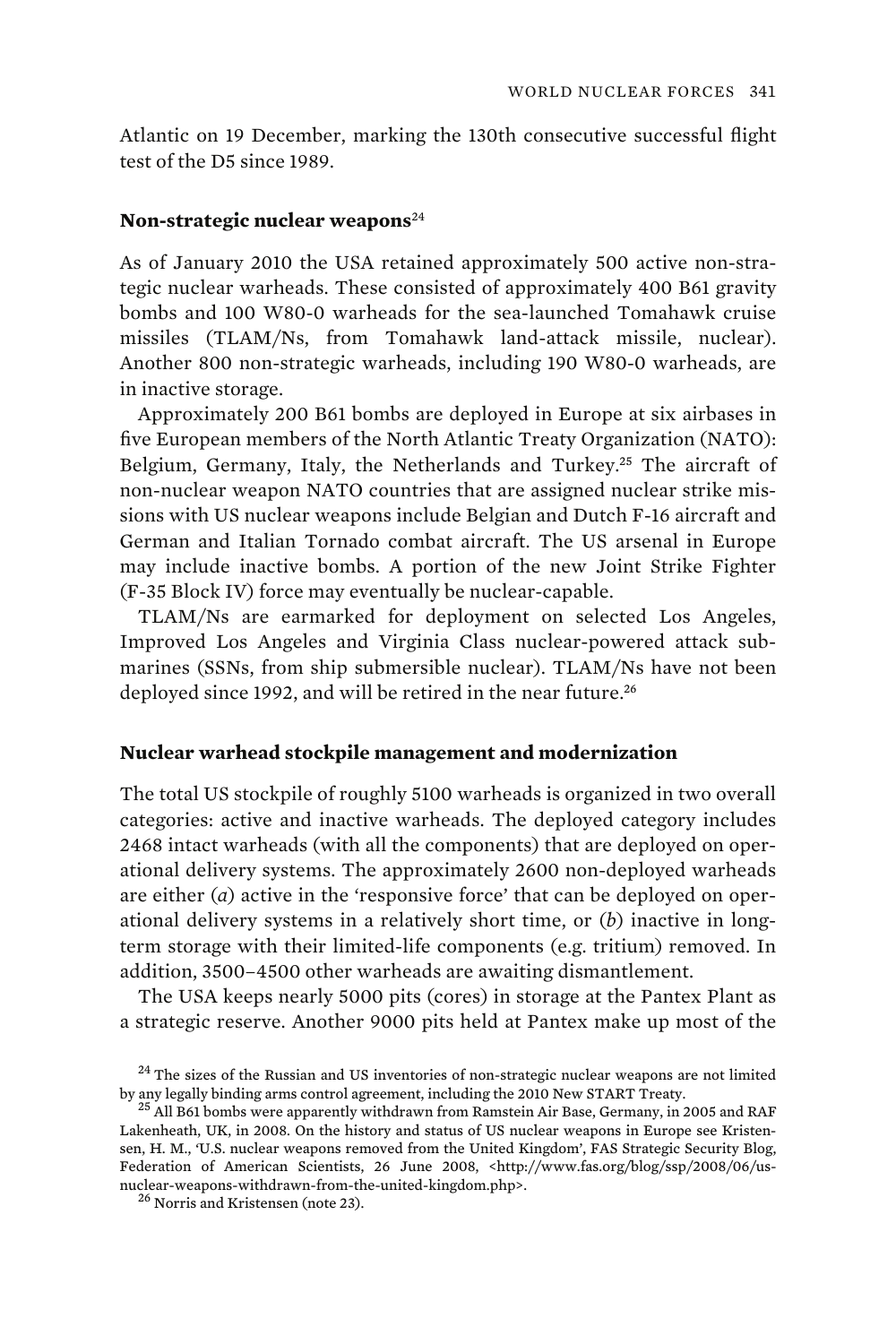Atlantic on 19 December, marking the 130th consecutive successful flight test of the D5 since 1989.

### Non-strategic nuclear weapons[24]

As of January 2010 the USA retained approximately 500 active non-strategic nuclear warheads. These consisted of approximately 400 B61 gravity bombs and 100 W80-0 warheads for the sea-launched Tomahawk cruise missiles (TLAM/Ns, from Tomahawk land-attack missile, nuclear). Another 800 non-strategic warheads, including 190 W80-0 warheads, are in inactive storage.

Approximately 200 B61 bombs are deployed in Europe at six airbases in five European members of the North Atlantic Treaty Organization (NATO): Belgium, Germany, Italy, the Netherlands and Turkey.[25] The aircraft of non-nuclear weapon NATO countries that are assigned nuclear strike missions with US nuclear weapons include Belgian and Dutch F-16 aircraft and German and Italian Tornado combat aircraft. The US arsenal in Europe may include inactive bombs. A portion of the new Joint Strike Fighter (F-35 Block IV) force may eventually be nuclear-capable.

TLAM/Ns are earmarked for deployment on selected Los Angeles, Improved Los Angeles and Virginia Class nuclear-powered attack submarines (SSNs, from ship submersible nuclear). TLAM/Ns have not been deployed since 1992, and will be retired in the near future.[26]

### Nuclear warhead stockpile management and modernization

The total US stockpile of roughly 5100 warheads is organized in two overall categories: active and inactive warheads. The deployed category includes 2468 intact warheads (with all the components) that are deployed on operational delivery systems. The approximately 2600 non-deployed warheads are either (*a*) active in the 'responsive force' that can be deployed on operational delivery systems in a relatively short time, or (*b*) inactive in long-term storage with their limited-life components (e.g. tritium) removed. In addition, 3500–4500 other warheads are awaiting dismantlement.

The USA keeps nearly 5000 pits (cores) in storage at the Pantex Plant as a strategic reserve. Another 9000 pits held at Pantex make up most of the

[24] The sizes of the Russian and US inventories of non-strategic nuclear weapons are not limited by any legally binding arms control agreement, including the 2010 New START Treaty.

[25] All B61 bombs were apparently withdrawn from Ramstein Air Base, Germany, in 2005 and RAF Lakenheath, UK, in 2008. On the history and status of US nuclear weapons in Europe see Kristensen, H. M., 'U.S. nuclear weapons removed from the United Kingdom', FAS Strategic Security Blog, Federation of American Scientists, 26 June 2008, <http://www.fas.org/blog/ssp/2008/06/us-nuclear-weapons-withdrawn-from-the-united-kingdom.php>.

[26] Norris and Kristensen (note 23).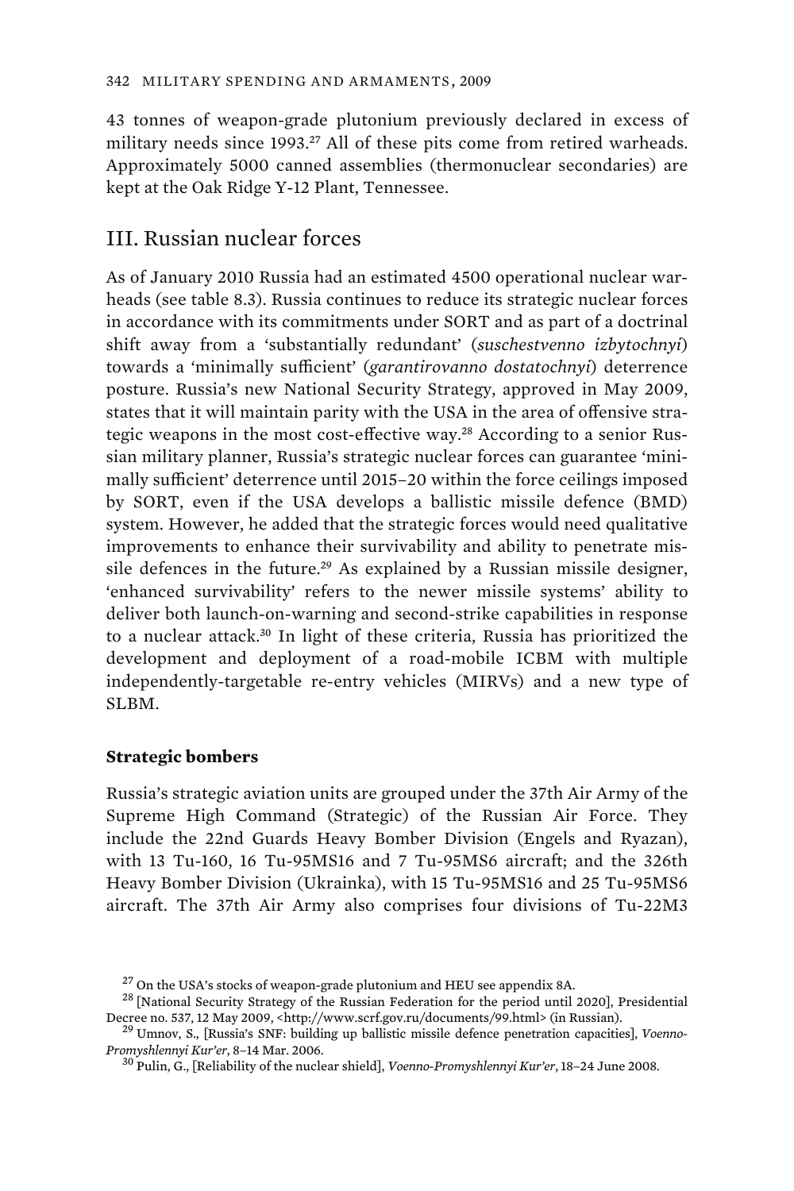43 tonnes of weapon-grade plutonium previously declared in excess of military needs since 1993.[27] All of these pits come from retired warheads. Approximately 5000 canned assemblies (thermonuclear secondaries) are kept at the Oak Ridge Y-12 Plant, Tennessee.

## III. Russian nuclear forces

As of January 2010 Russia had an estimated 4500 operational nuclear warheads (see table 8.3). Russia continues to reduce its strategic nuclear forces in accordance with its commitments under SORT and as part of a doctrinal shift away from a 'substantially redundant' (*suschestvenno izbytochnyi*) towards a 'minimally sufficient' (*garantirovanno dostatochnyi*) deterrence posture. Russia's new National Security Strategy, approved in May 2009, states that it will maintain parity with the USA in the area of offensive strategic weapons in the most cost-effective way.[28] According to a senior Russian military planner, Russia's strategic nuclear forces can guarantee 'minimally sufficient' deterrence until 2015–20 within the force ceilings imposed by SORT, even if the USA develops a ballistic missile defence (BMD) system. However, he added that the strategic forces would need qualitative improvements to enhance their survivability and ability to penetrate missile defences in the future.[29] As explained by a Russian missile designer, 'enhanced survivability' refers to the newer missile systems' ability to deliver both launch-on-warning and second-strike capabilities in response to a nuclear attack.[30] In light of these criteria, Russia has prioritized the development and deployment of a road-mobile ICBM with multiple independently-targetable re-entry vehicles (MIRVs) and a new type of SLBM.

### Strategic bombers

Russia's strategic aviation units are grouped under the 37th Air Army of the Supreme High Command (Strategic) of the Russian Air Force. They include the 22nd Guards Heavy Bomber Division (Engels and Ryazan), with 13 Tu-160, 16 Tu-95MS16 and 7 Tu-95MS6 aircraft; and the 326th Heavy Bomber Division (Ukrainka), with 15 Tu-95MS16 and 25 Tu-95MS6 aircraft. The 37th Air Army also comprises four divisions of Tu-22M3

[27] On the USA's stocks of weapon-grade plutonium and HEU see appendix 8A.

[28] [National Security Strategy of the Russian Federation for the period until 2020], Presidential Decree no. 537, 12 May 2009, <http://www.scrf.gov.ru/documents/99.html> (in Russian).

[29] Umnov, S., [Russia's SNF: building up ballistic missile defence penetration capacities], *Voenno-Promyshlennyi Kur'er*, 8–14 Mar. 2006.

[30] Pulin, G., [Reliability of the nuclear shield], *Voenno-Promyshlennyi Kur'er*, 18–24 June 2008.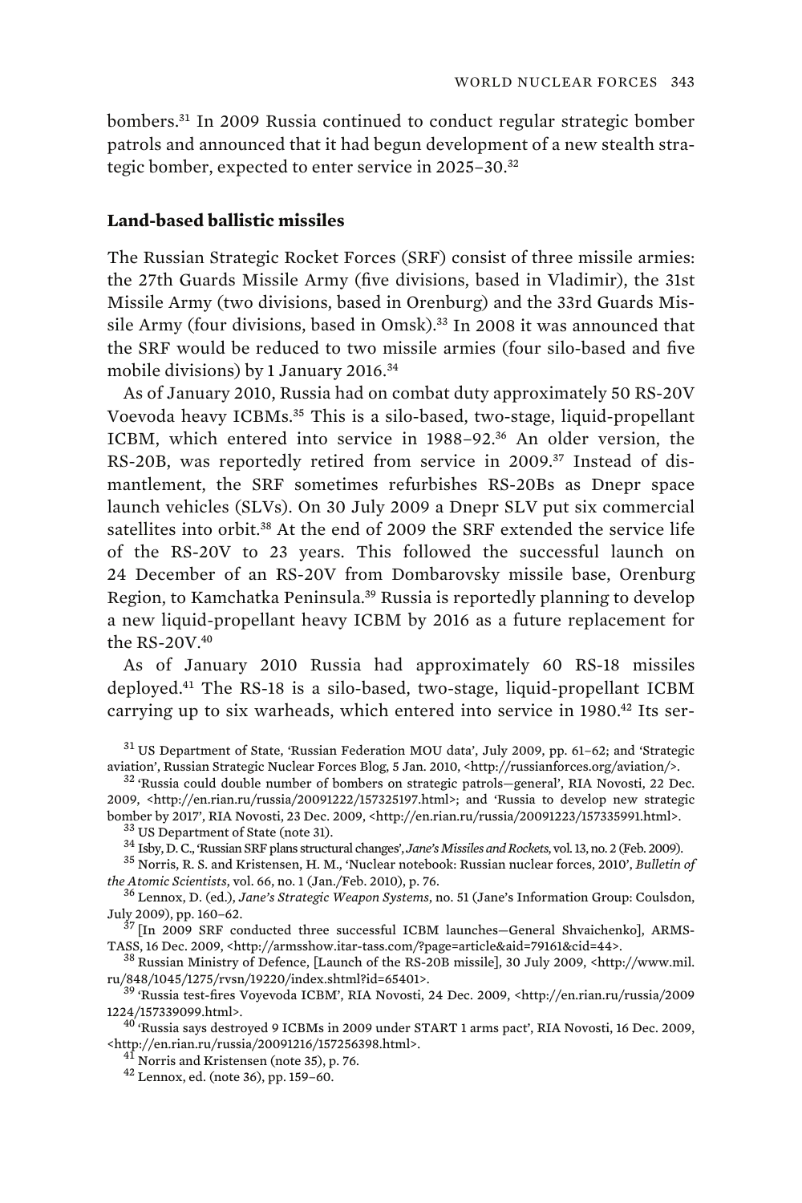bombers.[31] In 2009 Russia continued to conduct regular strategic bomber patrols and announced that it had begun development of a new stealth strategic bomber, expected to enter service in 2025–30.[32]

### Land-based ballistic missiles

The Russian Strategic Rocket Forces (SRF) consist of three missile armies: the 27th Guards Missile Army (five divisions, based in Vladimir), the 31st Missile Army (two divisions, based in Orenburg) and the 33rd Guards Missile Army (four divisions, based in Omsk).[33] In 2008 it was announced that the SRF would be reduced to two missile armies (four silo-based and five mobile divisions) by 1 January 2016.[34]

As of January 2010, Russia had on combat duty approximately 50 RS-20V Voevoda heavy ICBMs.[35] This is a silo-based, two-stage, liquid-propellant ICBM, which entered into service in 1988–92.[36] An older version, the RS-20B, was reportedly retired from service in 2009.[37] Instead of dismantlement, the SRF sometimes refurbishes RS-20Bs as Dnepr space launch vehicles (SLVs). On 30 July 2009 a Dnepr SLV put six commercial satellites into orbit.[38] At the end of 2009 the SRF extended the service life of the RS-20V to 23 years. This followed the successful launch on 24 December of an RS-20V from Dombarovsky missile base, Orenburg Region, to Kamchatka Peninsula.[39] Russia is reportedly planning to develop a new liquid-propellant heavy ICBM by 2016 as a future replacement for the RS-20V.[40]

As of January 2010 Russia had approximately 60 RS-18 missiles deployed.[41] The RS-18 is a silo-based, two-stage, liquid-propellant ICBM carrying up to six warheads, which entered into service in 1980.[42] Its ser-

[31] US Department of State, 'Russian Federation MOU data', July 2009, pp. 61–62; and 'Strategic aviation', Russian Strategic Nuclear Forces Blog, 5 Jan. 2010, <http://russianforces.org/aviation/>.

[32] 'Russia could double number of bombers on strategic patrols—general', RIA Novosti, 22 Dec. 2009, <http://en.rian.ru/russia/20091222/157325197.html>; and 'Russia to develop new strategic bomber by 2017', RIA Novosti, 23 Dec. 2009, <http://en.rian.ru/russia/20091223/157335991.html>.

[33] US Department of State (note 31).

[34] Isby, D. C., 'Russian SRF plans structural changes', *Jane's Missiles and Rockets*, vol. 13, no. 2 (Feb. 2009).

[35] Norris, R. S. and Kristensen, H. M., 'Nuclear notebook: Russian nuclear forces, 2010', *Bulletin of the Atomic Scientists*, vol. 66, no. 1 (Jan./Feb. 2010), p. 76.

[36] Lennox, D. (ed.), *Jane's Strategic Weapon Systems*, no. 51 (Jane's Information Group: Coulsdon, July 2009), pp. 160–62.

[37] [In 2009 SRF conducted three successful ICBM launches—General Shvaichenko], ARMS-TASS, 16 Dec. 2009, <http://armsshow.itar-tass.com/?page=article&aid=79161&cid=44>.

[38] Russian Ministry of Defence, [Launch of the RS-20B missile], 30 July 2009, <http://www.mil.ru/848/1045/1275/rvsn/19220/index.shtml?id=65401>.

[39] 'Russia test-fires Voyevoda ICBM', RIA Novosti, 24 Dec. 2009, <http://en.rian.ru/russia/20091224/157339099.html>.

[40] 'Russia says destroyed 9 ICBMs in 2009 under START 1 arms pact', RIA Novosti, 16 Dec. 2009, <http://en.rian.ru/russia/20091216/157256398.html>.

[41] Norris and Kristensen (note 35), p. 76.

[42] Lennox, ed. (note 36), pp. 159–60.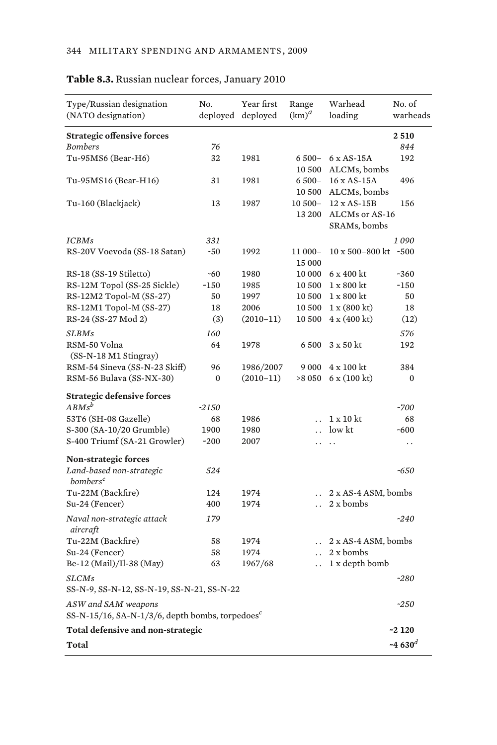**Table 8.3.** Russian nuclear forces, January 2010

| Type/Russian designation (NATO designation) | No. deployed | Year first deployed | Range (km)[a] | Warhead loading | No. of warheads |
|---|---|---|---|---|---|
| **Strategic offensive forces** | | | | | **2 510** |
| *Bombers* | *76* | | | | *844* |
| Tu-95MS6 (Bear-H6) | 32 | 1981 | 6 500–10 500 | 6 x AS-15A ALCMs, bombs | 192 |
| Tu-95MS16 (Bear-H16) | 31 | 1981 | 6 500–10 500 | 16 x AS-15A ALCMs, bombs | 496 |
| Tu-160 (Blackjack) | 13 | 1987 | 10 500–13 200 | 12 x AS-15B ALCMs or AS-16 SRAMs, bombs | 156 |
| *ICBMs* | *331* | | | | *1 090* |
| RS-20V Voevoda (SS-18 Satan) | ~50 | 1992 | 11 000–15 000 | 10 x 500–800 kt | ~500 |
| RS-18 (SS-19 Stiletto) | ~60 | 1980 | 10 000 | 6 x 400 kt | ~360 |
| RS-12M Topol (SS-25 Sickle) | ~150 | 1985 | 10 500 | 1 x 800 kt | ~150 |
| RS-12M2 Topol-M (SS-27) | 50 | 1997 | 10 500 | 1 x 800 kt | 50 |
| RS-12M1 Topol-M (SS-27) | 18 | 2006 | 10 500 | 1 x (800 kt) | 18 |
| RS-24 (SS-27 Mod 2) | (3) | (2010–11) | 10 500 | 4 x (400 kt) | (12) |
| *SLBMs* | *160* | | | | *576* |
| RSM-50 Volna (SS-N-18 M1 Stingray) | 64 | 1978 | 6 500 | 3 x 50 kt | 192 |
| RSM-54 Sineva (SS-N-23 Skiff) | 96 | 1986/2007 | 9 000 | 4 x 100 kt | 384 |
| RSM-56 Bulava (SS-NX-30) | 0 | (2010–11) | >8 050 | 6 x (100 kt) | 0 |
| **Strategic defensive forces** | | | | | |
| *ABMs*[b] | *~2150* | | | | *~700* |
| 53T6 (SH-08 Gazelle) | 68 | 1986 | .. | 1 x 10 kt | 68 |
| S-300 (SA-10/20 Grumble) | 1900 | 1980 | .. | low kt | ~600 |
| S-400 Triumf (SA-21 Growler) | ~200 | 2007 | .. | .. | .. |
| **Non-strategic forces** | | | | | |
| *Land-based non-strategic bombers*[c] | *524* | | | | *~650* |
| Tu-22M (Backfire) | 124 | 1974 | .. | 2 x AS-4 ASM, bombs | |
| Su-24 (Fencer) | 400 | 1974 | .. | 2 x bombs | |
| *Naval non-strategic attack aircraft* | *179* | | | | *~240* |
| Tu-22M (Backfire) | 58 | 1974 | .. | 2 x AS-4 ASM, bombs | |
| Su-24 (Fencer) | 58 | 1974 | .. | 2 x bombs | |
| Be-12 (Mail)/Il-38 (May) | 63 | 1967/68 | .. | 1 x depth bomb | |
| *SLCMs* | | | | | *~280* |
| SS-N-9, SS-N-12, SS-N-19, SS-N-21, SS-N-22 | | | | | |
| *ASW and SAM weapons* | | | | | *~250* |
| SS-N-15/16, SA-N-1/3/6, depth bombs, torpedoes[c] | | | | | |
| **Total defensive and non-strategic** | | | | | **~2 120** |
| **Total** | | | | | **~4 630**[d] |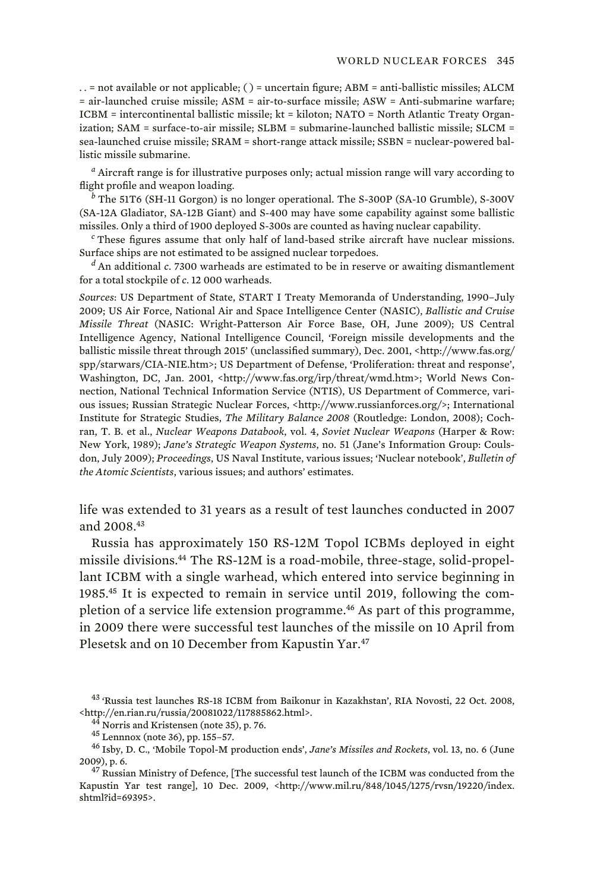. . = not available or not applicable; ( ) = uncertain figure; ABM = anti-ballistic missiles; ALCM = air-launched cruise missile; ASM = air-to-surface missile; ASW = Anti-submarine warfare; ICBM = intercontinental ballistic missile; kt = kiloton; NATO = North Atlantic Treaty Organization; SAM = surface-to-air missile; SLBM = submarine-launched ballistic missile; SLCM = sea-launched cruise missile; SRAM = short-range attack missile; SSBN = nuclear-powered ballistic missile submarine.

[a] Aircraft range is for illustrative purposes only; actual mission range will vary according to flight profile and weapon loading.

[b] The 51T6 (SH-11 Gorgon) is no longer operational. The S-300P (SA-10 Grumble), S-300V (SA-12A Gladiator, SA-12B Giant) and S-400 may have some capability against some ballistic missiles. Only a third of 1900 deployed S-300s are counted as having nuclear capability.

[c] These figures assume that only half of land-based strike aircraft have nuclear missions. Surface ships are not estimated to be assigned nuclear torpedoes.

[d] An additional *c.* 7300 warheads are estimated to be in reserve or awaiting dismantlement for a total stockpile of *c.* 12 000 warheads.

*Sources*: US Department of State, START I Treaty Memoranda of Understanding, 1990–July 2009; US Air Force, National Air and Space Intelligence Center (NASIC), *Ballistic and Cruise Missile Threat* (NASIC: Wright-Patterson Air Force Base, OH, June 2009); US Central Intelligence Agency, National Intelligence Council, 'Foreign missile developments and the ballistic missile threat through 2015' (unclassified summary), Dec. 2001, <http://www.fas.org/spp/starwars/CIA-NIE.htm>; US Department of Defense, 'Proliferation: threat and response', Washington, DC, Jan. 2001, <http://www.fas.org/irp/threat/wmd.htm>; World News Connection, National Technical Information Service (NTIS), US Department of Commerce, various issues; Russian Strategic Nuclear Forces, <http://www.russianforces.org/>; International Institute for Strategic Studies, *The Military Balance 2008* (Routledge: London, 2008); Cochran, T. B. et al., *Nuclear Weapons Databook*, vol. 4, *Soviet Nuclear Weapons* (Harper & Row: New York, 1989); *Jane's Strategic Weapon Systems*, no. 51 (Jane's Information Group: Coulsdon, July 2009); *Proceedings*, US Naval Institute, various issues; 'Nuclear notebook', *Bulletin of the Atomic Scientists*, various issues; and authors' estimates.

life was extended to 31 years as a result of test launches conducted in 2007 and 2008.[43]

Russia has approximately 150 RS-12M Topol ICBMs deployed in eight missile divisions.[44] The RS-12M is a road-mobile, three-stage, solid-propellant ICBM with a single warhead, which entered into service beginning in 1985.[45] It is expected to remain in service until 2019, following the completion of a service life extension programme.[46] As part of this programme, in 2009 there were successful test launches of the missile on 10 April from Plesetsk and on 10 December from Kapustin Yar.[47]

[43] 'Russia test launches RS-18 ICBM from Baikonur in Kazakhstan', RIA Novosti, 22 Oct. 2008, <http://en.rian.ru/russia/20081022/117885862.html>.

[44] Norris and Kristensen (note 35), p. 76.

[45] Lennnox (note 36), pp. 155–57.

[46] Isby, D. C., 'Mobile Topol-M production ends', *Jane's Missiles and Rockets*, vol. 13, no. 6 (June 2009), p. 6.

[47] Russian Ministry of Defence, [The successful test launch of the ICBM was conducted from the Kapustin Yar test range], 10 Dec. 2009, <http://www.mil.ru/848/1045/1275/rvsn/19220/index.shtml?id=69395>.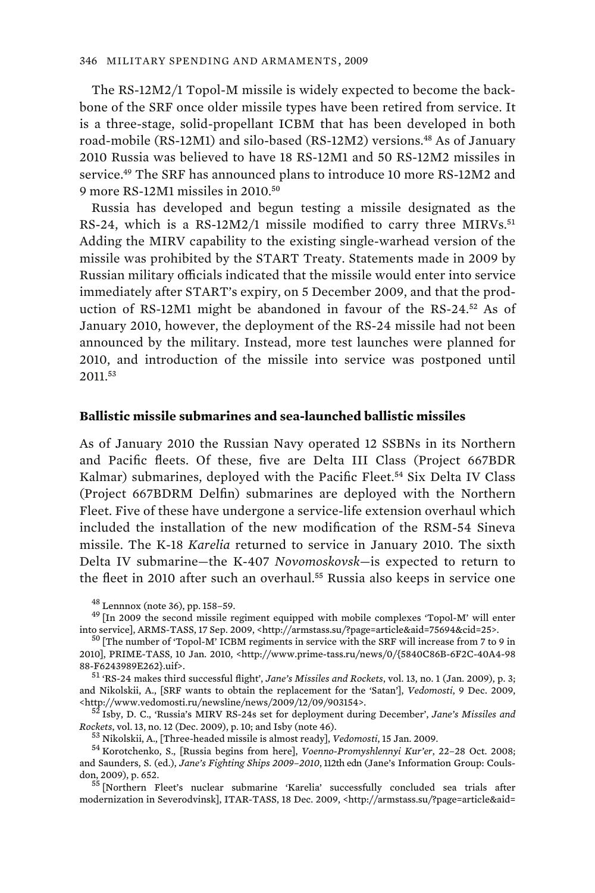The RS-12M2/1 Topol-M missile is widely expected to become the backbone of the SRF once older missile types have been retired from service. It is a three-stage, solid-propellant ICBM that has been developed in both road-mobile (RS-12M1) and silo-based (RS-12M2) versions.[48] As of January 2010 Russia was believed to have 18 RS-12M1 and 50 RS-12M2 missiles in service.[49] The SRF has announced plans to introduce 10 more RS-12M2 and 9 more RS-12M1 missiles in 2010.[50]

Russia has developed and begun testing a missile designated as the RS-24, which is a RS-12M2/1 missile modified to carry three MIRVs.[51] Adding the MIRV capability to the existing single-warhead version of the missile was prohibited by the START Treaty. Statements made in 2009 by Russian military officials indicated that the missile would enter into service immediately after START's expiry, on 5 December 2009, and that the production of RS-12M1 might be abandoned in favour of the RS-24.[52] As of January 2010, however, the deployment of the RS-24 missile had not been announced by the military. Instead, more test launches were planned for 2010, and introduction of the missile into service was postponed until 2011.[53]

### Ballistic missile submarines and sea-launched ballistic missiles

As of January 2010 the Russian Navy operated 12 SSBNs in its Northern and Pacific fleets. Of these, five are Delta III Class (Project 667BDR Kalmar) submarines, deployed with the Pacific Fleet.[54] Six Delta IV Class (Project 667BDRM Delfin) submarines are deployed with the Northern Fleet. Five of these have undergone a service-life extension overhaul which included the installation of the new modification of the RSM-54 Sineva missile. The K-18 *Karelia* returned to service in January 2010. The sixth Delta IV submarine—the K-407 *Novomoskovsk*—is expected to return to the fleet in 2010 after such an overhaul.[55] Russia also keeps in service one

[48] Lennnox (note 36), pp. 158–59.

[49] [In 2009 the second missile regiment equipped with mobile complexes 'Topol-M' will enter into service], ARMS-TASS, 17 Sep. 2009, <http://armstass.su/?page=article&aid=75694&cid=25>.

[50] [The number of 'Topol-M' ICBM regiments in service with the SRF will increase from 7 to 9 in 2010], PRIME-TASS, 10 Jan. 2010, <http://www.prime-tass.ru/news/0/{5840C86B-6F2C-40A4-9888-F6243989E262}.uif>.

[51] 'RS-24 makes third successful flight', *Jane's Missiles and Rockets*, vol. 13, no. 1 (Jan. 2009), p. 3; and Nikolskii, A., [SRF wants to obtain the replacement for the 'Satan'], *Vedomosti*, 9 Dec. 2009, <http://www.vedomosti.ru/newsline/news/2009/12/09/903154>.

[52] Isby, D. C., 'Russia's MIRV RS-24s set for deployment during December', *Jane's Missiles and Rockets*, vol. 13, no. 12 (Dec. 2009), p. 10; and Isby (note 46).

[53] Nikolskii, A., [Three-headed missile is almost ready], *Vedomosti*, 15 Jan. 2009.

[54] Korotchenko, S., [Russia begins from here], *Voenno-Promyshlennyi Kur'er*, 22–28 Oct. 2008; and Saunders, S. (ed.), *Jane's Fighting Ships 2009–2010*, 112th edn (Jane's Information Group: Coulsdon, 2009), p. 652.

[55] [Northern Fleet's nuclear submarine 'Karelia' successfully concluded sea trials after modernization in Severodvinsk], ITAR-TASS, 18 Dec. 2009, <http://armstass.su/?page=article&aid=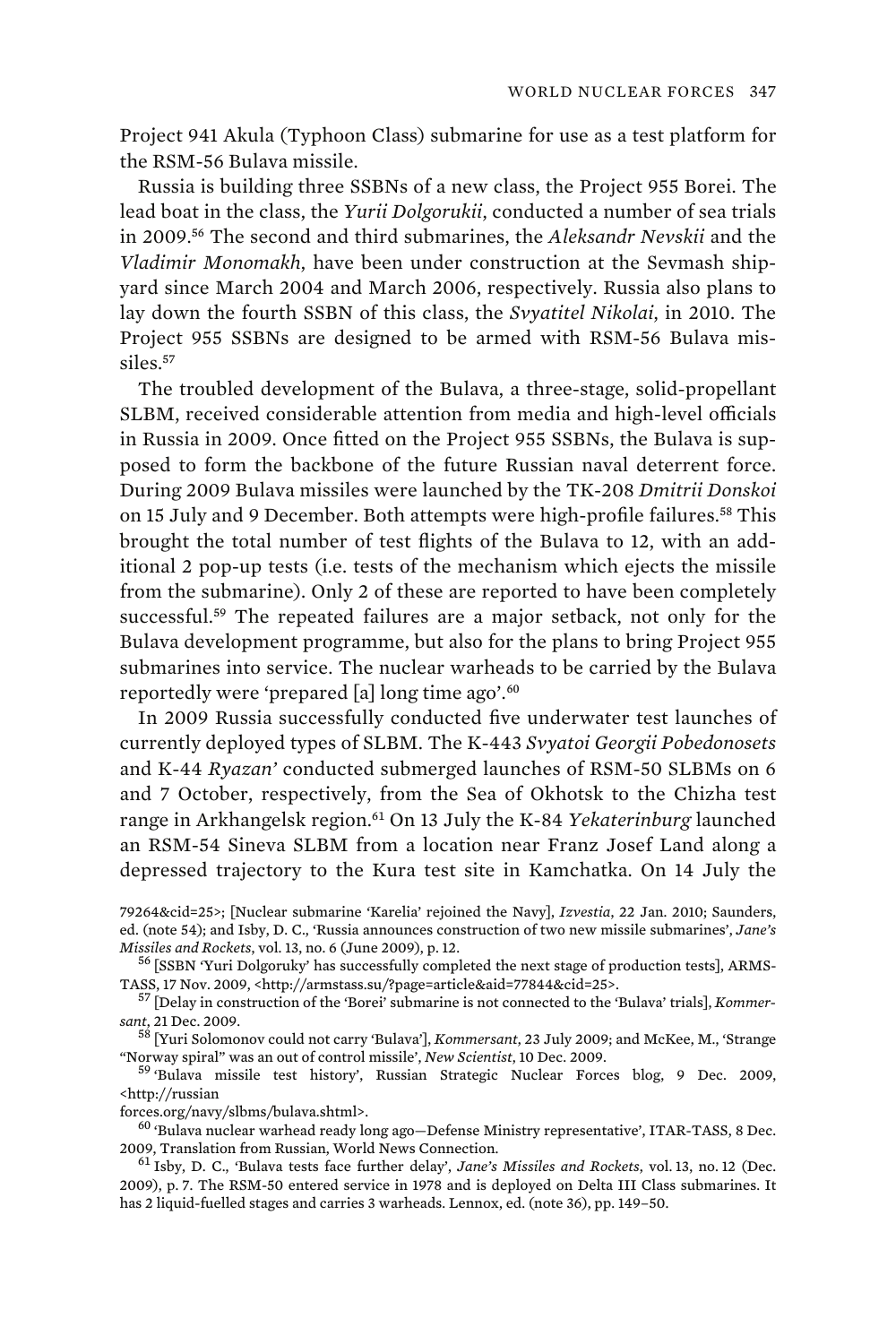Project 941 Akula (Typhoon Class) submarine for use as a test platform for the RSM-56 Bulava missile.

Russia is building three SSBNs of a new class, the Project 955 Borei. The lead boat in the class, the *Yurii Dolgorukii*, conducted a number of sea trials in 2009.[56] The second and third submarines, the *Aleksandr Nevskii* and the *Vladimir Monomakh*, have been under construction at the Sevmash shipyard since March 2004 and March 2006, respectively. Russia also plans to lay down the fourth SSBN of this class, the *Svyatitel Nikolai*, in 2010. The Project 955 SSBNs are designed to be armed with RSM-56 Bulava missiles.[57]

The troubled development of the Bulava, a three-stage, solid-propellant SLBM, received considerable attention from media and high-level officials in Russia in 2009. Once fitted on the Project 955 SSBNs, the Bulava is supposed to form the backbone of the future Russian naval deterrent force. During 2009 Bulava missiles were launched by the TK-208 *Dmitrii Donskoi* on 15 July and 9 December. Both attempts were high-profile failures.[58] This brought the total number of test flights of the Bulava to 12, with an additional 2 pop-up tests (i.e. tests of the mechanism which ejects the missile from the submarine). Only 2 of these are reported to have been completely successful.[59] The repeated failures are a major setback, not only for the Bulava development programme, but also for the plans to bring Project 955 submarines into service. The nuclear warheads to be carried by the Bulava reportedly were 'prepared [a] long time ago'.[60]

In 2009 Russia successfully conducted five underwater test launches of currently deployed types of SLBM. The K-443 *Svyatoi Georgii Pobedonosets* and K-44 *Ryazan'* conducted submerged launches of RSM-50 SLBMs on 6 and 7 October, respectively, from the Sea of Okhotsk to the Chizha test range in Arkhangelsk region.[61] On 13 July the K-84 *Yekaterinburg* launched an RSM-54 Sineva SLBM from a location near Franz Josef Land along a depressed trajectory to the Kura test site in Kamchatka. On 14 July the

79264&cid=25>; [Nuclear submarine 'Karelia' rejoined the Navy], *Izvestia*, 22 Jan. 2010; Saunders, ed. (note 54); and Isby, D. C., 'Russia announces construction of two new missile submarines', *Jane's Missiles and Rockets*, vol. 13, no. 6 (June 2009), p. 12.

[56] [SSBN 'Yuri Dolgoruky' has successfully completed the next stage of production tests], ARMS-TASS, 17 Nov. 2009, <http://armstass.su/?page=article&aid=77844&cid=25>.

[57] [Delay in construction of the 'Borei' submarine is not connected to the 'Bulava' trials], *Kommersant*, 21 Dec. 2009.

[58] [Yuri Solomonov could not carry 'Bulava'], *Kommersant*, 23 July 2009; and McKee, M., 'Strange "Norway spiral" was an out of control missile', *New Scientist*, 10 Dec. 2009.

[59] 'Bulava missile test history', Russian Strategic Nuclear Forces blog, 9 Dec. 2009, <http://russianforces.org/navy/slbms/bulava.shtml>.

[60] 'Bulava nuclear warhead ready long ago—Defense Ministry representative', ITAR-TASS, 8 Dec. 2009, Translation from Russian, World News Connection.

[61] Isby, D. C., 'Bulava tests face further delay', *Jane's Missiles and Rockets*, vol. 13, no. 12 (Dec. 2009), p. 7. The RSM-50 entered service in 1978 and is deployed on Delta III Class submarines. It has 2 liquid-fuelled stages and carries 3 warheads. Lennox, ed. (note 36), pp. 149–50.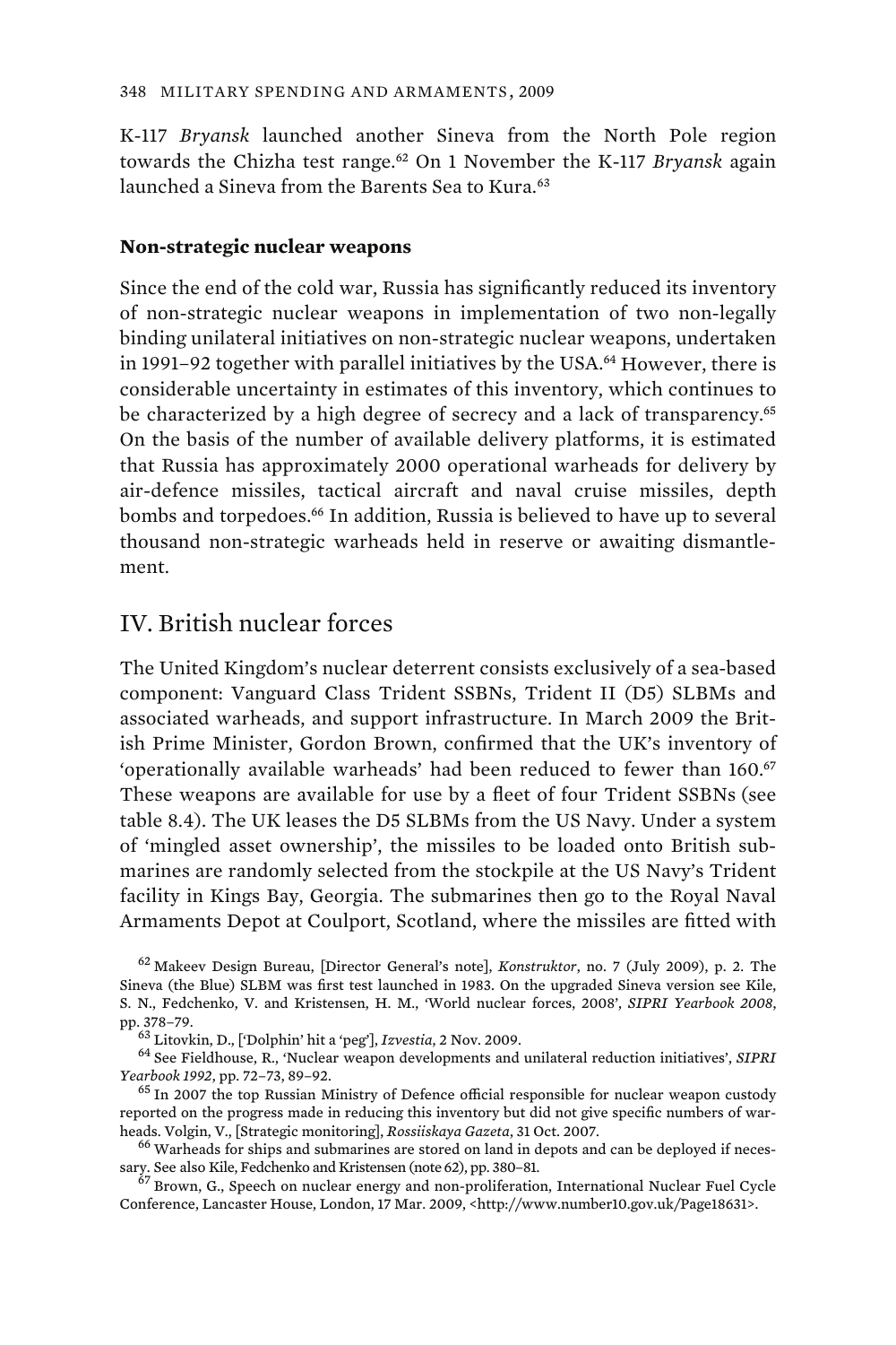K-117 *Bryansk* launched another Sineva from the North Pole region towards the Chizha test range.[62] On 1 November the K-117 *Bryansk* again launched a Sineva from the Barents Sea to Kura.[63]

### Non-strategic nuclear weapons

Since the end of the cold war, Russia has significantly reduced its inventory of non-strategic nuclear weapons in implementation of two non-legally binding unilateral initiatives on non-strategic nuclear weapons, undertaken in 1991–92 together with parallel initiatives by the USA.[64] However, there is considerable uncertainty in estimates of this inventory, which continues to be characterized by a high degree of secrecy and a lack of transparency.[65] On the basis of the number of available delivery platforms, it is estimated that Russia has approximately 2000 operational warheads for delivery by air-defence missiles, tactical aircraft and naval cruise missiles, depth bombs and torpedoes.[66] In addition, Russia is believed to have up to several thousand non-strategic warheads held in reserve or awaiting dismantlement.

## IV. British nuclear forces

The United Kingdom's nuclear deterrent consists exclusively of a sea-based component: Vanguard Class Trident SSBNs, Trident II (D5) SLBMs and associated warheads, and support infrastructure. In March 2009 the British Prime Minister, Gordon Brown, confirmed that the UK's inventory of 'operationally available warheads' had been reduced to fewer than 160.[67] These weapons are available for use by a fleet of four Trident SSBNs (see table 8.4). The UK leases the D5 SLBMs from the US Navy. Under a system of 'mingled asset ownership', the missiles to be loaded onto British submarines are randomly selected from the stockpile at the US Navy's Trident facility in Kings Bay, Georgia. The submarines then go to the Royal Naval Armaments Depot at Coulport, Scotland, where the missiles are fitted with

[62] Makeev Design Bureau, [Director General's note], *Konstruktor*, no. 7 (July 2009), p. 2. The Sineva (the Blue) SLBM was first test launched in 1983. On the upgraded Sineva version see Kile, S. N., Fedchenko, V. and Kristensen, H. M., 'World nuclear forces, 2008', *SIPRI Yearbook 2008*, pp. 378–79.

[63] Litovkin, D., ['Dolphin' hit a 'peg'], *Izvestia*, 2 Nov. 2009.

[64] See Fieldhouse, R., 'Nuclear weapon developments and unilateral reduction initiatives', *SIPRI Yearbook 1992*, pp. 72–73, 89–92.

[65] In 2007 the top Russian Ministry of Defence official responsible for nuclear weapon custody reported on the progress made in reducing this inventory but did not give specific numbers of warheads. Volgin, V., [Strategic monitoring], *Rossiiskaya Gazeta*, 31 Oct. 2007.

[66] Warheads for ships and submarines are stored on land in depots and can be deployed if necessary. See also Kile, Fedchenko and Kristensen (note 62), pp. 380–81.

[67] Brown, G., Speech on nuclear energy and non-proliferation, International Nuclear Fuel Cycle Conference, Lancaster House, London, 17 Mar. 2009, <http://www.number10.gov.uk/Page18631>.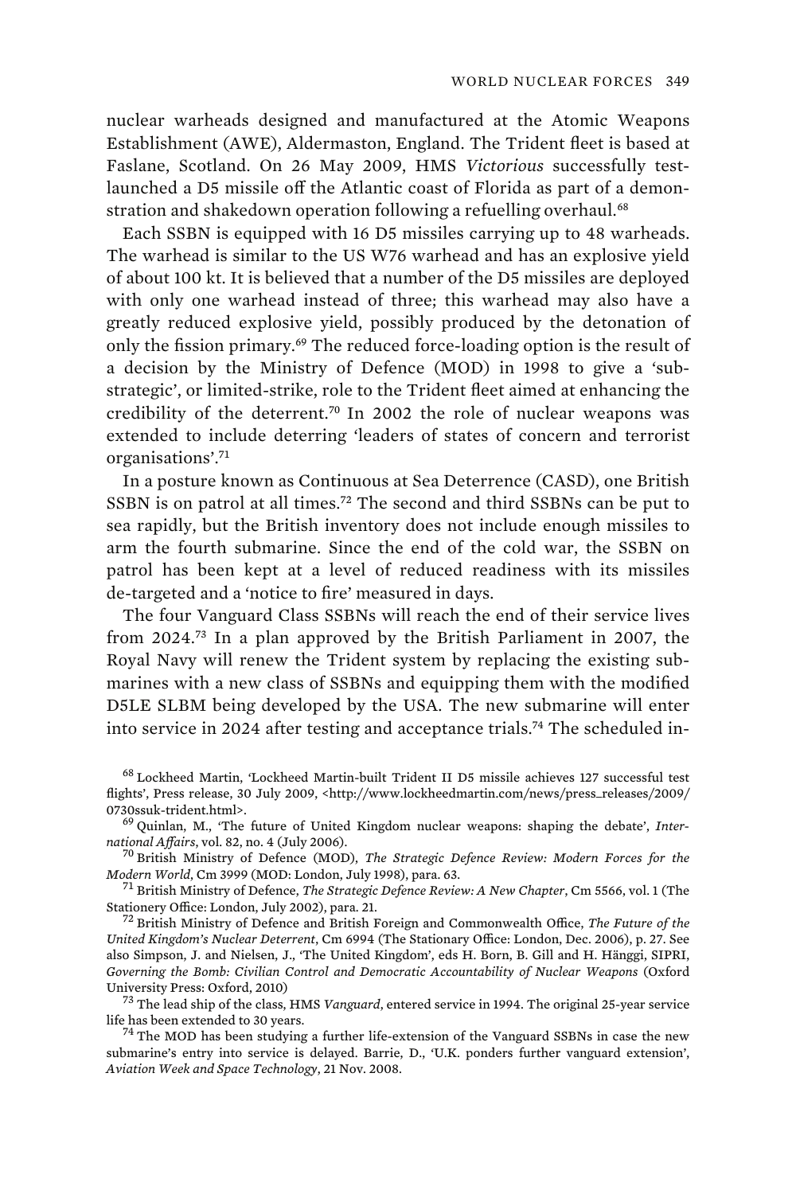nuclear warheads designed and manufactured at the Atomic Weapons Establishment (AWE), Aldermaston, England. The Trident fleet is based at Faslane, Scotland. On 26 May 2009, HMS *Victorious* successfully test-launched a D5 missile off the Atlantic coast of Florida as part of a demonstration and shakedown operation following a refuelling overhaul.[68]

Each SSBN is equipped with 16 D5 missiles carrying up to 48 warheads. The warhead is similar to the US W76 warhead and has an explosive yield of about 100 kt. It is believed that a number of the D5 missiles are deployed with only one warhead instead of three; this warhead may also have a greatly reduced explosive yield, possibly produced by the detonation of only the fission primary.[69] The reduced force-loading option is the result of a decision by the Ministry of Defence (MOD) in 1998 to give a 'sub-strategic', or limited-strike, role to the Trident fleet aimed at enhancing the credibility of the deterrent.[70] In 2002 the role of nuclear weapons was extended to include deterring 'leaders of states of concern and terrorist organisations'.[71]

In a posture known as Continuous at Sea Deterrence (CASD), one British SSBN is on patrol at all times.[72] The second and third SSBNs can be put to sea rapidly, but the British inventory does not include enough missiles to arm the fourth submarine. Since the end of the cold war, the SSBN on patrol has been kept at a level of reduced readiness with its missiles de-targeted and a 'notice to fire' measured in days.

The four Vanguard Class SSBNs will reach the end of their service lives from 2024.[73] In a plan approved by the British Parliament in 2007, the Royal Navy will renew the Trident system by replacing the existing submarines with a new class of SSBNs and equipping them with the modified D5LE SLBM being developed by the USA. The new submarine will enter into service in 2024 after testing and acceptance trials.[74] The scheduled in-

[68] Lockheed Martin, 'Lockheed Martin-built Trident II D5 missile achieves 127 successful test flights', Press release, 30 July 2009, <http://www.lockheedmartin.com/news/press_releases/2009/0730ssuk-trident.html>.

[69] Quinlan, M., 'The future of United Kingdom nuclear weapons: shaping the debate', *International Affairs*, vol. 82, no. 4 (July 2006).

[70] British Ministry of Defence (MOD), *The Strategic Defence Review: Modern Forces for the Modern World*, Cm 3999 (MOD: London, July 1998), para. 63.

[71] British Ministry of Defence, *The Strategic Defence Review: A New Chapter*, Cm 5566, vol. 1 (The Stationery Office: London, July 2002), para. 21.

[72] British Ministry of Defence and British Foreign and Commonwealth Office, *The Future of the United Kingdom's Nuclear Deterrent*, Cm 6994 (The Stationary Office: London, Dec. 2006), p. 27. See also Simpson, J. and Nielsen, J., 'The United Kingdom', eds H. Born, B. Gill and H. Hänggi, SIPRI, *Governing the Bomb: Civilian Control and Democratic Accountability of Nuclear Weapons* (Oxford University Press: Oxford, 2010)

[73] The lead ship of the class, HMS *Vanguard*, entered service in 1994. The original 25-year service life has been extended to 30 years.

[74] The MOD has been studying a further life-extension of the Vanguard SSBNs in case the new submarine's entry into service is delayed. Barrie, D., 'U.K. ponders further vanguard extension', *Aviation Week and Space Technology*, 21 Nov. 2008.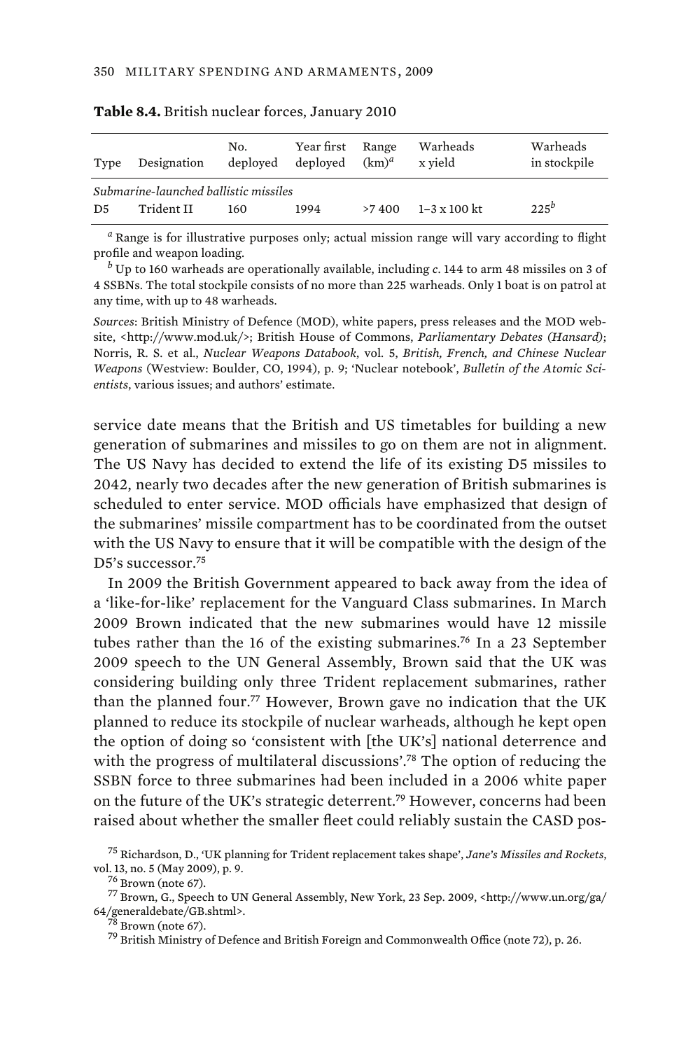**Table 8.4.** British nuclear forces, January 2010

| Type | Designation | No. deployed | Year first deployed | Range (km)[a] | Warheads x yield | Warheads in stockpile |
|---|---|---|---|---|---|---|
| *Submarine-launched ballistic missiles* | | | | | | |
| D5 | Trident II | 160 | 1994 | >7 400 | 1–3 x 100 kt | 225[b] |

[a] Range is for illustrative purposes only; actual mission range will vary according to flight profile and weapon loading.

[b] Up to 160 warheads are operationally available, including *c*. 144 to arm 48 missiles on 3 of 4 SSBNs. The total stockpile consists of no more than 225 warheads. Only 1 boat is on patrol at any time, with up to 48 warheads.

*Sources*: British Ministry of Defence (MOD), white papers, press releases and the MOD website, <http://www.mod.uk/>; British House of Commons, *Parliamentary Debates (Hansard)*; Norris, R. S. et al., *Nuclear Weapons Databook*, vol. 5, *British, French, and Chinese Nuclear Weapons* (Westview: Boulder, CO, 1994), p. 9; 'Nuclear notebook', *Bulletin of the Atomic Scientists*, various issues; and authors' estimate.

service date means that the British and US timetables for building a new generation of submarines and missiles to go on them are not in alignment. The US Navy has decided to extend the life of its existing D5 missiles to 2042, nearly two decades after the new generation of British submarines is scheduled to enter service. MOD officials have emphasized that design of the submarines' missile compartment has to be coordinated from the outset with the US Navy to ensure that it will be compatible with the design of the D5's successor.[75]

In 2009 the British Government appeared to back away from the idea of a 'like-for-like' replacement for the Vanguard Class submarines. In March 2009 Brown indicated that the new submarines would have 12 missile tubes rather than the 16 of the existing submarines.[76] In a 23 September 2009 speech to the UN General Assembly, Brown said that the UK was considering building only three Trident replacement submarines, rather than the planned four.[77] However, Brown gave no indication that the UK planned to reduce its stockpile of nuclear warheads, although he kept open the option of doing so 'consistent with [the UK's] national deterrence and with the progress of multilateral discussions'.[78] The option of reducing the SSBN force to three submarines had been included in a 2006 white paper on the future of the UK's strategic deterrent.[79] However, concerns had been raised about whether the smaller fleet could reliably sustain the CASD pos-

[75] Richardson, D., 'UK planning for Trident replacement takes shape', *Jane's Missiles and Rockets*, vol. 13, no. 5 (May 2009), p. 9.

[76] Brown (note 67).

[77] Brown, G., Speech to UN General Assembly, New York, 23 Sep. 2009, <http://www.un.org/ga/64/generaldebate/GB.shtml>.

[78] Brown (note 67).

[79] British Ministry of Defence and British Foreign and Commonwealth Office (note 72), p. 26.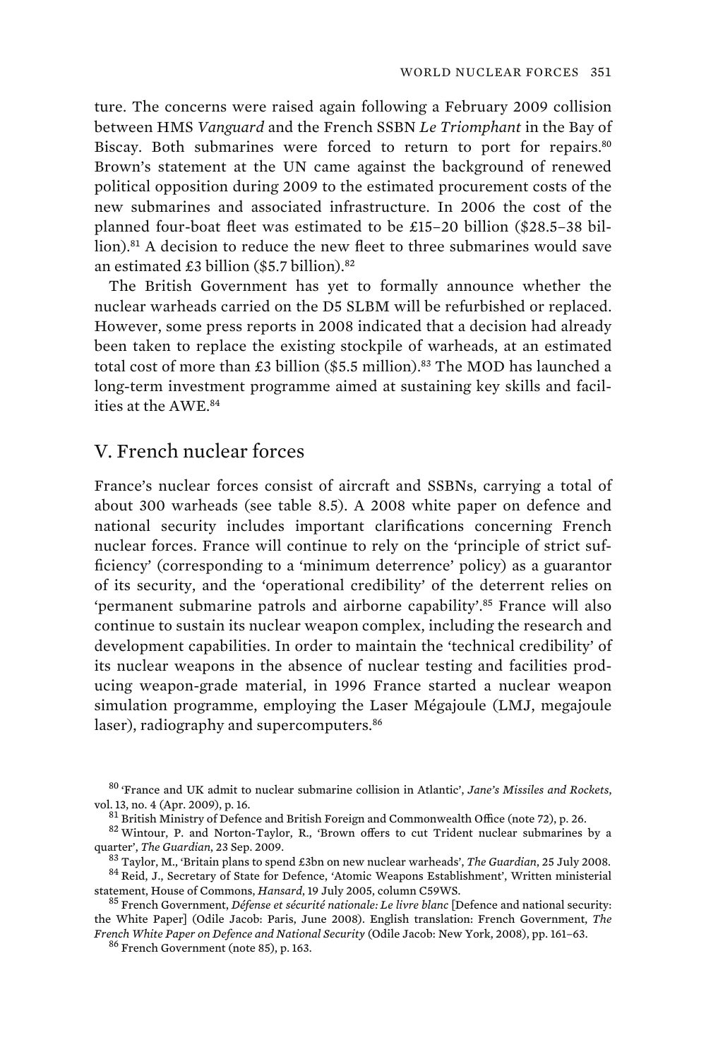ture. The concerns were raised again following a February 2009 collision between HMS *Vanguard* and the French SSBN *Le Triomphant* in the Bay of Biscay. Both submarines were forced to return to port for repairs.[80] Brown's statement at the UN came against the background of renewed political opposition during 2009 to the estimated procurement costs of the new submarines and associated infrastructure. In 2006 the cost of the planned four-boat fleet was estimated to be £15–20 billion ($28.5–38 billion).[81] A decision to reduce the new fleet to three submarines would save an estimated £3 billion ($5.7 billion).[82]

The British Government has yet to formally announce whether the nuclear warheads carried on the D5 SLBM will be refurbished or replaced. However, some press reports in 2008 indicated that a decision had already been taken to replace the existing stockpile of warheads, at an estimated total cost of more than £3 billion ($5.5 million).[83] The MOD has launched a long-term investment programme aimed at sustaining key skills and facilities at the AWE.[84]

## V. French nuclear forces

France's nuclear forces consist of aircraft and SSBNs, carrying a total of about 300 warheads (see table 8.5). A 2008 white paper on defence and national security includes important clarifications concerning French nuclear forces. France will continue to rely on the 'principle of strict sufficiency' (corresponding to a 'minimum deterrence' policy) as a guarantor of its security, and the 'operational credibility' of the deterrent relies on 'permanent submarine patrols and airborne capability'.[85] France will also continue to sustain its nuclear weapon complex, including the research and development capabilities. In order to maintain the 'technical credibility' of its nuclear weapons in the absence of nuclear testing and facilities producing weapon-grade material, in 1996 France started a nuclear weapon simulation programme, employing the Laser Mégajoule (LMJ, megajoule laser), radiography and supercomputers.[86]

---

[80] 'France and UK admit to nuclear submarine collision in Atlantic', *Jane's Missiles and Rockets*, vol. 13, no. 4 (Apr. 2009), p. 16.

[81] British Ministry of Defence and British Foreign and Commonwealth Office (note 72), p. 26.

[82] Wintour, P. and Norton-Taylor, R., 'Brown offers to cut Trident nuclear submarines by a quarter', *The Guardian*, 23 Sep. 2009.

[83] Taylor, M., 'Britain plans to spend £3bn on new nuclear warheads', *The Guardian*, 25 July 2008.

[84] Reid, J., Secretary of State for Defence, 'Atomic Weapons Establishment', Written ministerial statement, House of Commons, *Hansard*, 19 July 2005, column C59WS.

[85] French Government, *Défense et sécurité nationale: Le livre blanc* [Defence and national security: the White Paper] (Odile Jacob: Paris, June 2008). English translation: French Government, *The French White Paper on Defence and National Security* (Odile Jacob: New York, 2008), pp. 161–63.

[86] French Government (note 85), p. 163.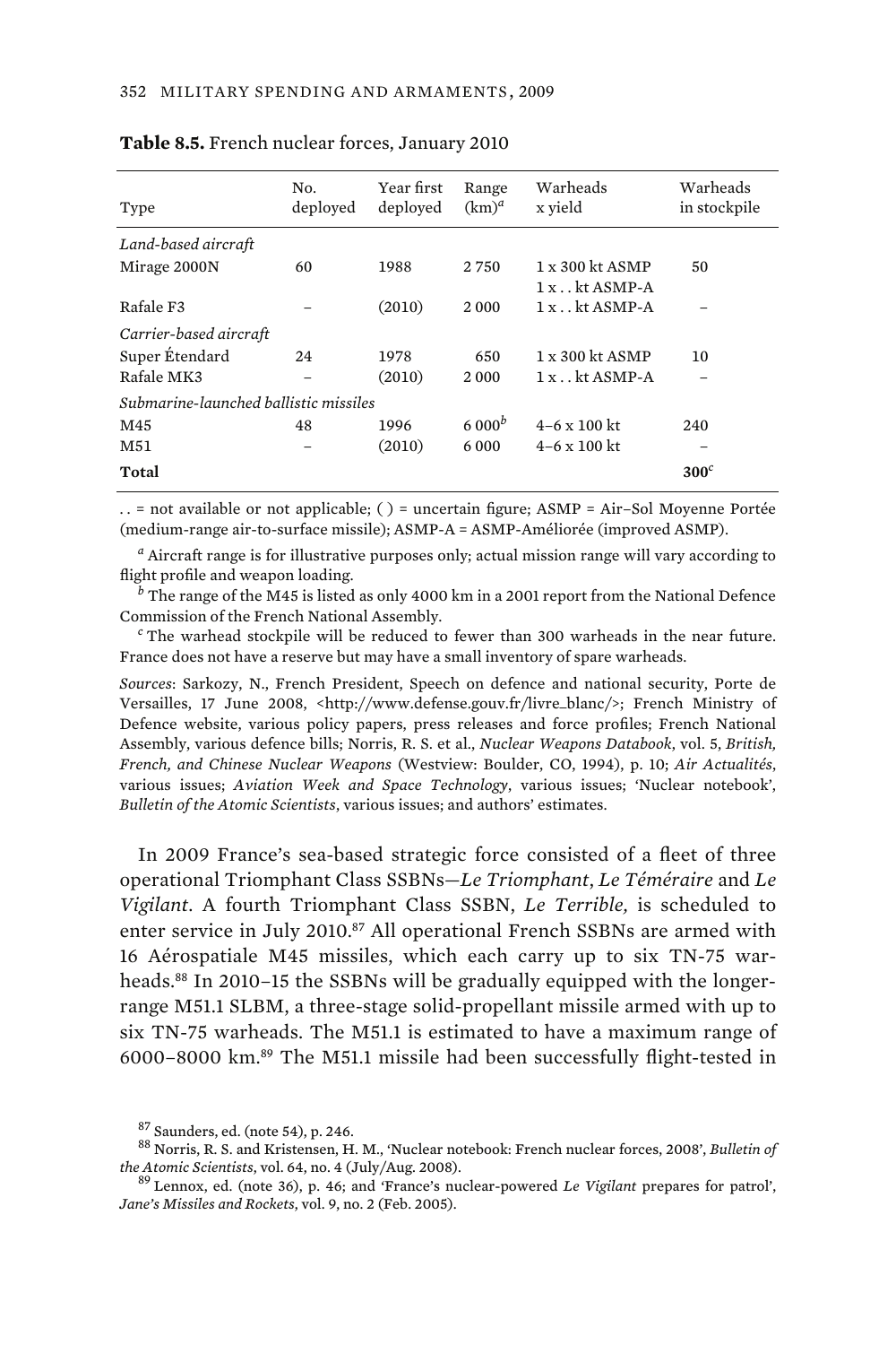**Table 8.5.** French nuclear forces, January 2010

| Type | No. deployed | Year first deployed | Range (km)[a] | Warheads x yield | Warheads in stockpile |
|---|---|---|---|---|---|
| *Land-based aircraft* | | | | | |
| Mirage 2000N | 60 | 1988 | 2 750 | 1 x 300 kt ASMP<br>1 x . . kt ASMP-A | 50 |
| Rafale F3 | – | (2010) | 2 000 | 1 x . . kt ASMP-A | – |
| *Carrier-based aircraft* | | | | | |
| Super Étendard | 24 | 1978 | 650 | 1 x 300 kt ASMP | 10 |
| Rafale MK3 | – | (2010) | 2 000 | 1 x . . kt ASMP-A | – |
| *Submarine-launched ballistic missiles* | | | | | |
| M45 | 48 | 1996 | 6 000[b] | 4–6 x 100 kt | 240 |
| M51 | – | (2010) | 6 000 | 4–6 x 100 kt | – |
| **Total** | | | | | **300**[c] |

. . = not available or not applicable; ( ) = uncertain figure; ASMP = Air–Sol Moyenne Portée (medium-range air-to-surface missile); ASMP-A = ASMP-Améliorée (improved ASMP).

[a] Aircraft range is for illustrative purposes only; actual mission range will vary according to flight profile and weapon loading.

[b] The range of the M45 is listed as only 4000 km in a 2001 report from the National Defence Commission of the French National Assembly.

[c] The warhead stockpile will be reduced to fewer than 300 warheads in the near future. France does not have a reserve but may have a small inventory of spare warheads.

*Sources*: Sarkozy, N., French President, Speech on defence and national security, Porte de Versailles, 17 June 2008, <http://www.defense.gouv.fr/livre_blanc/>; French Ministry of Defence website, various policy papers, press releases and force profiles; French National Assembly, various defence bills; Norris, R. S. et al., *Nuclear Weapons Databook*, vol. 5, *British, French, and Chinese Nuclear Weapons* (Westview: Boulder, CO, 1994), p. 10; *Air Actualités*, various issues; *Aviation Week and Space Technology*, various issues; 'Nuclear notebook', *Bulletin of the Atomic Scientists*, various issues; and authors' estimates.

In 2009 France's sea-based strategic force consisted of a fleet of three operational Triomphant Class SSBNs—*Le Triomphant*, *Le Téméraire* and *Le Vigilant*. A fourth Triomphant Class SSBN, *Le Terrible,* is scheduled to enter service in July 2010.[87] All operational French SSBNs are armed with 16 Aérospatiale M45 missiles, which each carry up to six TN-75 warheads.[88] In 2010–15 the SSBNs will be gradually equipped with the longer-range M51.1 SLBM, a three-stage solid-propellant missile armed with up to six TN-75 warheads. The M51.1 is estimated to have a maximum range of 6000–8000 km.[89] The M51.1 missile had been successfully flight-tested in

[87] Saunders, ed. (note 54), p. 246.

[88] Norris, R. S. and Kristensen, H. M., 'Nuclear notebook: French nuclear forces, 2008', *Bulletin of the Atomic Scientists*, vol. 64, no. 4 (July/Aug. 2008).

[89] Lennox, ed. (note 36), p. 46; and 'France's nuclear-powered *Le Vigilant* prepares for patrol', *Jane's Missiles and Rockets*, vol. 9, no. 2 (Feb. 2005).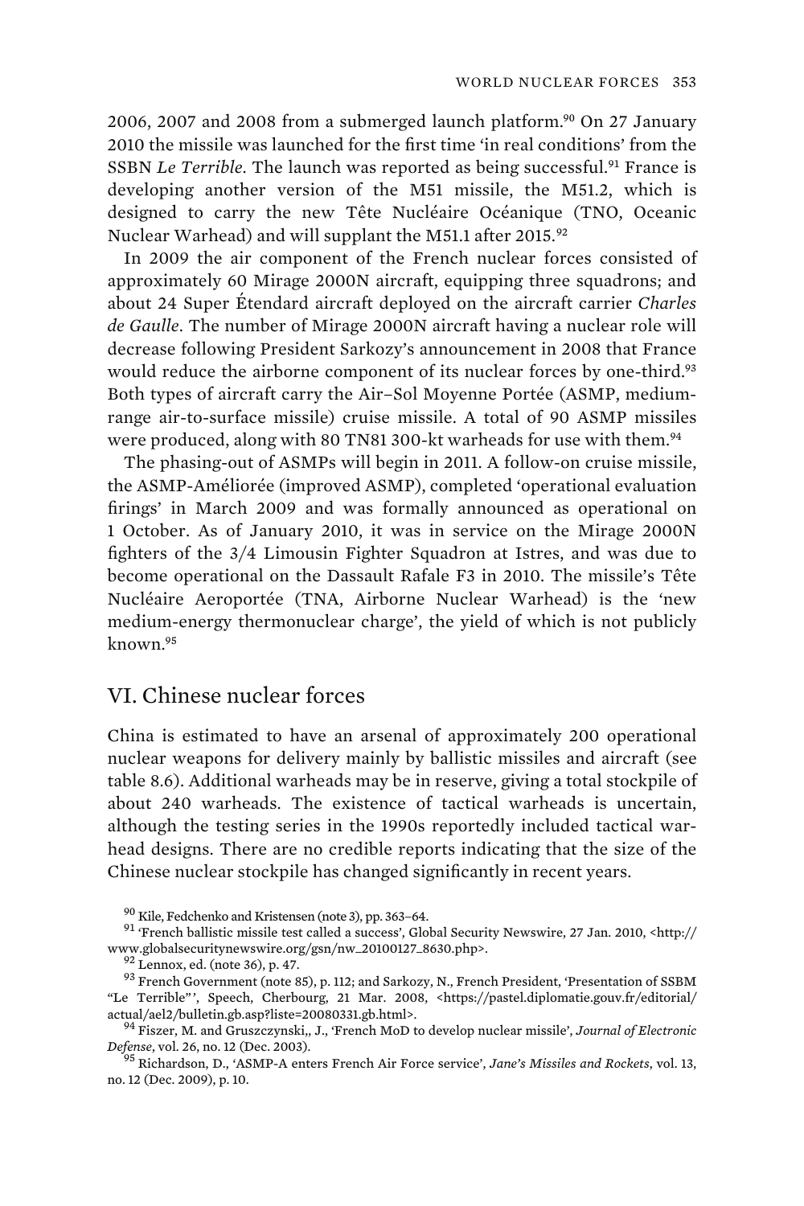2006, 2007 and 2008 from a submerged launch platform.[90] On 27 January 2010 the missile was launched for the first time 'in real conditions' from the SSBN *Le Terrible*. The launch was reported as being successful.[91] France is developing another version of the M51 missile, the M51.2, which is designed to carry the new Tête Nucléaire Océanique (TNO, Oceanic Nuclear Warhead) and will supplant the M51.1 after 2015.[92]

In 2009 the air component of the French nuclear forces consisted of approximately 60 Mirage 2000N aircraft, equipping three squadrons; and about 24 Super Étendard aircraft deployed on the aircraft carrier *Charles de Gaulle*. The number of Mirage 2000N aircraft having a nuclear role will decrease following President Sarkozy's announcement in 2008 that France would reduce the airborne component of its nuclear forces by one-third.[93] Both types of aircraft carry the Air–Sol Moyenne Portée (ASMP, medium-range air-to-surface missile) cruise missile. A total of 90 ASMP missiles were produced, along with 80 TN81 300-kt warheads for use with them.[94]

The phasing-out of ASMPs will begin in 2011. A follow-on cruise missile, the ASMP-Améliorée (improved ASMP), completed 'operational evaluation firings' in March 2009 and was formally announced as operational on 1 October. As of January 2010, it was in service on the Mirage 2000N fighters of the 3/4 Limousin Fighter Squadron at Istres, and was due to become operational on the Dassault Rafale F3 in 2010. The missile's Tête Nucléaire Aeroportée (TNA, Airborne Nuclear Warhead) is the 'new medium-energy thermonuclear charge', the yield of which is not publicly known.[95]

## VI. Chinese nuclear forces

China is estimated to have an arsenal of approximately 200 operational nuclear weapons for delivery mainly by ballistic missiles and aircraft (see table 8.6). Additional warheads may be in reserve, giving a total stockpile of about 240 warheads. The existence of tactical warheads is uncertain, although the testing series in the 1990s reportedly included tactical warhead designs. There are no credible reports indicating that the size of the Chinese nuclear stockpile has changed significantly in recent years.

[90] Kile, Fedchenko and Kristensen (note 3), pp. 363–64.

[91] 'French ballistic missile test called a success', Global Security Newswire, 27 Jan. 2010, <http://www.globalsecuritynewswire.org/gsn/nw_20100127_8630.php>.

[92] Lennox, ed. (note 36), p. 47.

[93] French Government (note 85), p. 112; and Sarkozy, N., French President, 'Presentation of SSBM "Le Terrible"', Speech, Cherbourg, 21 Mar. 2008, <https://pastel.diplomatie.gouv.fr/editorial/actual/ael2/bulletin.gb.asp?liste=20080331.gb.html>.

[94] Fiszer, M. and Gruszczynski,, J., 'French MoD to develop nuclear missile', *Journal of Electronic Defense*, vol. 26, no. 12 (Dec. 2003).

[95] Richardson, D., 'ASMP-A enters French Air Force service', *Jane's Missiles and Rockets*, vol. 13, no. 12 (Dec. 2009), p. 10.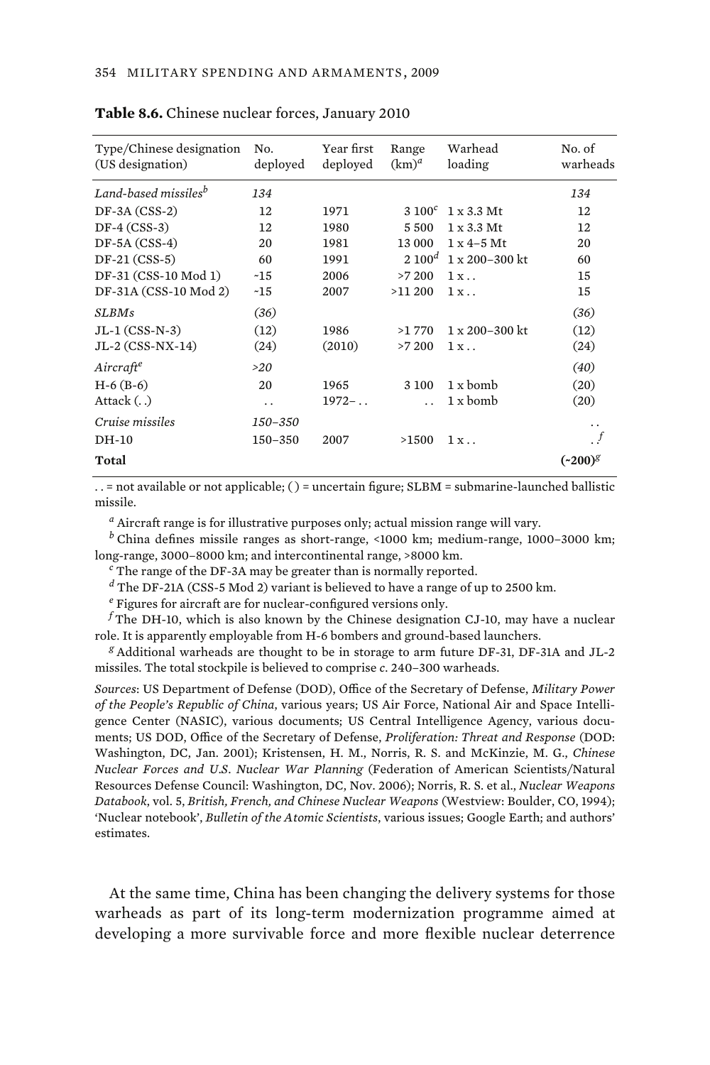**Table 8.6.** Chinese nuclear forces, January 2010

| Type/Chinese designation (US designation) | No. deployed | Year first deployed | Range (km)[a] | Warhead loading | No. of warheads |
|---|---|---|---|---|---|
| *Land-based missiles*[b] | *134* | | | | *134* |
| DF-3A (CSS-2) | 12 | 1971 | 3 100[c] | 1 x 3.3 Mt | 12 |
| DF-4 (CSS-3) | 12 | 1980 | 5 500 | 1 x 3.3 Mt | 12 |
| DF-5A (CSS-4) | 20 | 1981 | 13 000 | 1 x 4–5 Mt | 20 |
| DF-21 (CSS-5) | 60 | 1991 | 2 100[d] | 1 x 200–300 kt | 60 |
| DF-31 (CSS-10 Mod 1) | ~15 | 2006 | >7 200 | 1 x . . | 15 |
| DF-31A (CSS-10 Mod 2) | ~15 | 2007 | >11 200 | 1 x . . | 15 |
| *SLBMs* | *(36)* | | | | *(36)* |
| JL-1 (CSS-N-3) | (12) | 1986 | >1 770 | 1 x 200–300 kt | (12) |
| JL-2 (CSS-NX-14) | (24) | (2010) | >7 200 | 1 x . . | (24) |
| *Aircraft*[e] | *>20* | | | | *(40)* |
| H-6 (B-6) | 20 | 1965 | 3 100 | 1 x bomb | (20) |
| Attack (. .) | . . | 1972– . . | . . | 1 x bomb | (20) |
| *Cruise missiles* | *150–350* | | | | . . |
| DH-10 | 150–350 | 2007 | >1500 | 1 x . . | . .[f] |
| **Total** | | | | | **(~200)**[g] |

. . = not available or not applicable; ( ) = uncertain figure; SLBM = submarine-launched ballistic missile.

[a] Aircraft range is for illustrative purposes only; actual mission range will vary.

[b] China defines missile ranges as short-range, <1000 km; medium-range, 1000–3000 km; long-range, 3000–8000 km; and intercontinental range, >8000 km.

[c] The range of the DF-3A may be greater than is normally reported.

[d] The DF-21A (CSS-5 Mod 2) variant is believed to have a range of up to 2500 km.

[e] Figures for aircraft are for nuclear-configured versions only.

[f] The DH-10, which is also known by the Chinese designation CJ-10, may have a nuclear role. It is apparently employable from H-6 bombers and ground-based launchers.

[g] Additional warheads are thought to be in storage to arm future DF-31, DF-31A and JL-2 missiles. The total stockpile is believed to comprise *c*. 240–300 warheads.

*Sources*: US Department of Defense (DOD), Office of the Secretary of Defense, *Military Power of the People's Republic of China*, various years; US Air Force, National Air and Space Intelligence Center (NASIC), various documents; US Central Intelligence Agency, various documents; US DOD, Office of the Secretary of Defense, *Proliferation: Threat and Response* (DOD: Washington, DC, Jan. 2001); Kristensen, H. M., Norris, R. S. and McKinzie, M. G., *Chinese Nuclear Forces and U.S. Nuclear War Planning* (Federation of American Scientists/Natural Resources Defense Council: Washington, DC, Nov. 2006); Norris, R. S. et al., *Nuclear Weapons Databook*, vol. 5, *British, French, and Chinese Nuclear Weapons* (Westview: Boulder, CO, 1994); 'Nuclear notebook', *Bulletin of the Atomic Scientists*, various issues; Google Earth; and authors' estimates.

At the same time, China has been changing the delivery systems for those warheads as part of its long-term modernization programme aimed at developing a more survivable force and more flexible nuclear deterrence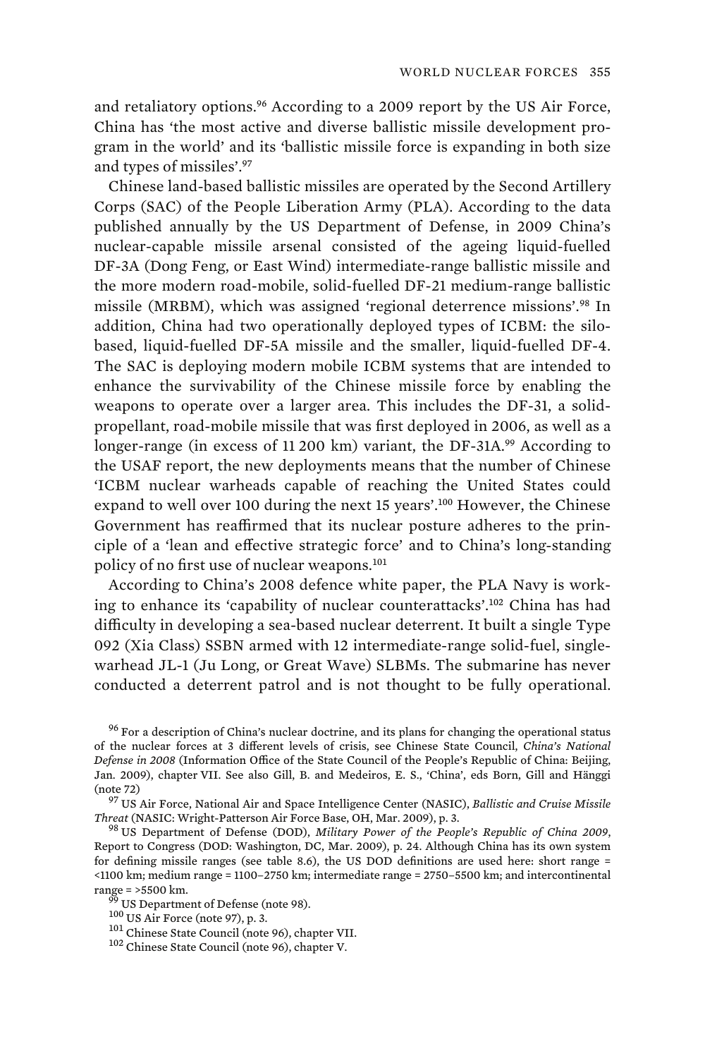and retaliatory options.[96] According to a 2009 report by the US Air Force, China has 'the most active and diverse ballistic missile development program in the world' and its 'ballistic missile force is expanding in both size and types of missiles'.[97]

Chinese land-based ballistic missiles are operated by the Second Artillery Corps (SAC) of the People Liberation Army (PLA). According to the data published annually by the US Department of Defense, in 2009 China's nuclear-capable missile arsenal consisted of the ageing liquid-fuelled DF-3A (Dong Feng, or East Wind) intermediate-range ballistic missile and the more modern road-mobile, solid-fuelled DF-21 medium-range ballistic missile (MRBM), which was assigned 'regional deterrence missions'.[98] In addition, China had two operationally deployed types of ICBM: the silo-based, liquid-fuelled DF-5A missile and the smaller, liquid-fuelled DF-4. The SAC is deploying modern mobile ICBM systems that are intended to enhance the survivability of the Chinese missile force by enabling the weapons to operate over a larger area. This includes the DF-31, a solid-propellant, road-mobile missile that was first deployed in 2006, as well as a longer-range (in excess of 11 200 km) variant, the DF-31A.[99] According to the USAF report, the new deployments means that the number of Chinese 'ICBM nuclear warheads capable of reaching the United States could expand to well over 100 during the next 15 years'.[100] However, the Chinese Government has reaffirmed that its nuclear posture adheres to the principle of a 'lean and effective strategic force' and to China's long-standing policy of no first use of nuclear weapons.[101]

According to China's 2008 defence white paper, the PLA Navy is working to enhance its 'capability of nuclear counterattacks'.[102] China has had difficulty in developing a sea-based nuclear deterrent. It built a single Type 092 (Xia Class) SSBN armed with 12 intermediate-range solid-fuel, single-warhead JL-1 (Ju Long, or Great Wave) SLBMs. The submarine has never conducted a deterrent patrol and is not thought to be fully operational.

[96] For a description of China's nuclear doctrine, and its plans for changing the operational status of the nuclear forces at 3 different levels of crisis, see Chinese State Council, *China's National Defense in 2008* (Information Office of the State Council of the People's Republic of China: Beijing, Jan. 2009), chapter VII. See also Gill, B. and Medeiros, E. S., 'China', eds Born, Gill and Hänggi (note 72)

[97] US Air Force, National Air and Space Intelligence Center (NASIC), *Ballistic and Cruise Missile Threat* (NASIC: Wright-Patterson Air Force Base, OH, Mar. 2009), p. 3.

[98] US Department of Defense (DOD), *Military Power of the People's Republic of China 2009*, Report to Congress (DOD: Washington, DC, Mar. 2009), p. 24. Although China has its own system for defining missile ranges (see table 8.6), the US DOD definitions are used here: short range = <1100 km; medium range = 1100–2750 km; intermediate range = 2750–5500 km; and intercontinental range = >5500 km.

[99] US Department of Defense (note 98).

[100] US Air Force (note 97), p. 3.

[101] Chinese State Council (note 96), chapter VII.

[102] Chinese State Council (note 96), chapter V.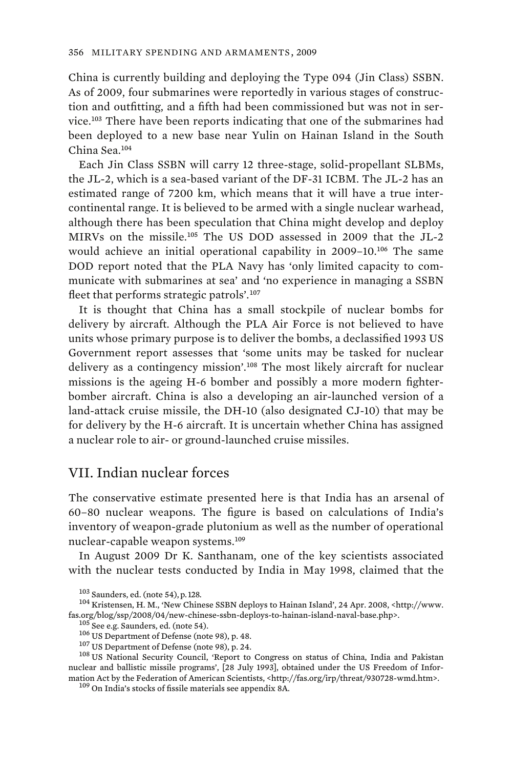China is currently building and deploying the Type 094 (Jin Class) SSBN. As of 2009, four submarines were reportedly in various stages of construction and outfitting, and a fifth had been commissioned but was not in service.[103] There have been reports indicating that one of the submarines had been deployed to a new base near Yulin on Hainan Island in the South China Sea.[104]

Each Jin Class SSBN will carry 12 three-stage, solid-propellant SLBMs, the JL-2, which is a sea-based variant of the DF-31 ICBM. The JL-2 has an estimated range of 7200 km, which means that it will have a true intercontinental range. It is believed to be armed with a single nuclear warhead, although there has been speculation that China might develop and deploy MIRVs on the missile.[105] The US DOD assessed in 2009 that the JL-2 would achieve an initial operational capability in 2009–10.[106] The same DOD report noted that the PLA Navy has 'only limited capacity to communicate with submarines at sea' and 'no experience in managing a SSBN fleet that performs strategic patrols'.[107]

It is thought that China has a small stockpile of nuclear bombs for delivery by aircraft. Although the PLA Air Force is not believed to have units whose primary purpose is to deliver the bombs, a declassified 1993 US Government report assesses that 'some units may be tasked for nuclear delivery as a contingency mission'.[108] The most likely aircraft for nuclear missions is the ageing H-6 bomber and possibly a more modern fighter-bomber aircraft. China is also a developing an air-launched version of a land-attack cruise missile, the DH-10 (also designated CJ-10) that may be for delivery by the H-6 aircraft. It is uncertain whether China has assigned a nuclear role to air- or ground-launched cruise missiles.

## VII. Indian nuclear forces

The conservative estimate presented here is that India has an arsenal of 60–80 nuclear weapons. The figure is based on calculations of India's inventory of weapon-grade plutonium as well as the number of operational nuclear-capable weapon systems.[109]

In August 2009 Dr K. Santhanam, one of the key scientists associated with the nuclear tests conducted by India in May 1998, claimed that the

---

[103] Saunders, ed. (note 54), p. 128.

[104] Kristensen, H. M., 'New Chinese SSBN deploys to Hainan Island', 24 Apr. 2008, <http://www.fas.org/blog/ssp/2008/04/new-chinese-ssbn-deploys-to-hainan-island-naval-base.php>.

[105] See e.g. Saunders, ed. (note 54).

[106] US Department of Defense (note 98), p. 48.

[107] US Department of Defense (note 98), p. 24.

[108] US National Security Council, 'Report to Congress on status of China, India and Pakistan nuclear and ballistic missile programs', [28 July 1993], obtained under the US Freedom of Information Act by the Federation of American Scientists, <http://fas.org/irp/threat/930728-wmd.htm>.

[109] On India's stocks of fissile materials see appendix 8A.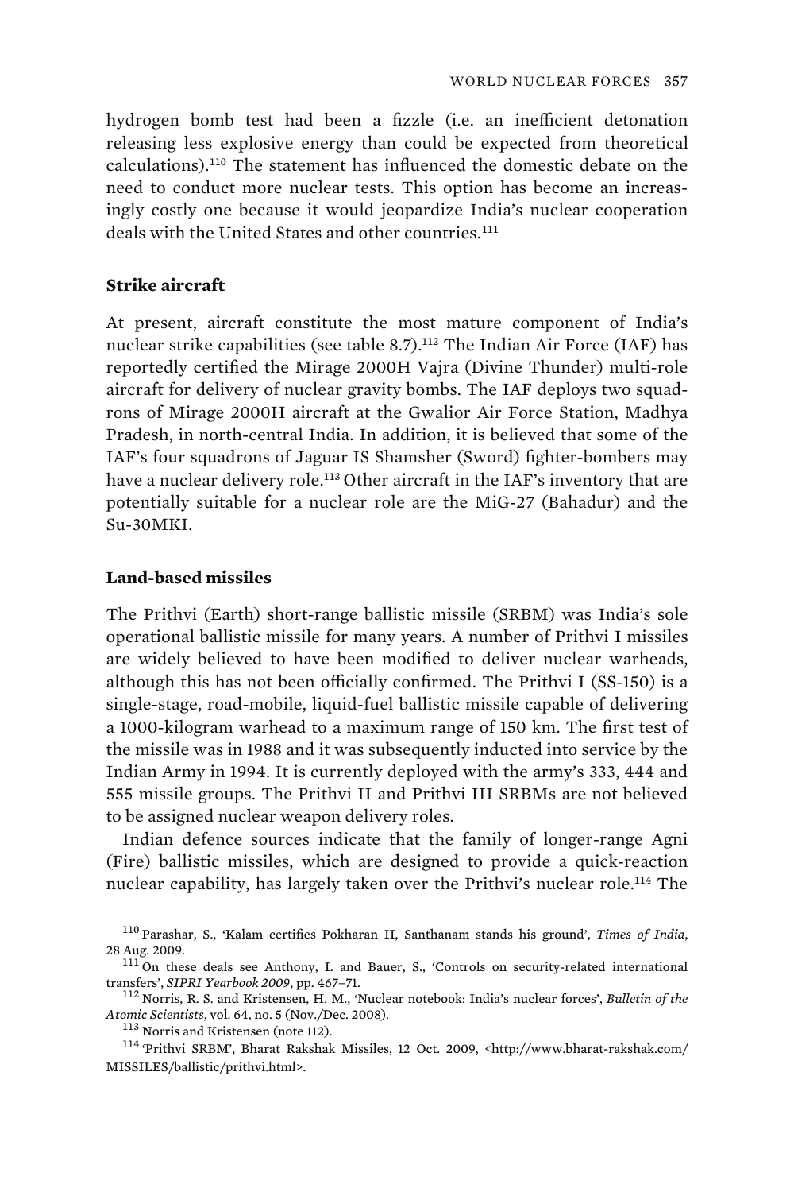hydrogen bomb test had been a fizzle (i.e. an inefficient detonation releasing less explosive energy than could be expected from theoretical calculations).[110] The statement has influenced the domestic debate on the need to conduct more nuclear tests. This option has become an increasingly costly one because it would jeopardize India's nuclear cooperation deals with the United States and other countries.[111]

### Strike aircraft

At present, aircraft constitute the most mature component of India's nuclear strike capabilities (see table 8.7).[112] The Indian Air Force (IAF) has reportedly certified the Mirage 2000H Vajra (Divine Thunder) multi-role aircraft for delivery of nuclear gravity bombs. The IAF deploys two squadrons of Mirage 2000H aircraft at the Gwalior Air Force Station, Madhya Pradesh, in north-central India. In addition, it is believed that some of the IAF's four squadrons of Jaguar IS Shamsher (Sword) fighter-bombers may have a nuclear delivery role.[113] Other aircraft in the IAF's inventory that are potentially suitable for a nuclear role are the MiG-27 (Bahadur) and the Su-30MKI.

### Land-based missiles

The Prithvi (Earth) short-range ballistic missile (SRBM) was India's sole operational ballistic missile for many years. A number of Prithvi I missiles are widely believed to have been modified to deliver nuclear warheads, although this has not been officially confirmed. The Prithvi I (SS-150) is a single-stage, road-mobile, liquid-fuel ballistic missile capable of delivering a 1000-kilogram warhead to a maximum range of 150 km. The first test of the missile was in 1988 and it was subsequently inducted into service by the Indian Army in 1994. It is currently deployed with the army's 333, 444 and 555 missile groups. The Prithvi II and Prithvi III SRBMs are not believed to be assigned nuclear weapon delivery roles.

Indian defence sources indicate that the family of longer-range Agni (Fire) ballistic missiles, which are designed to provide a quick-reaction nuclear capability, has largely taken over the Prithvi's nuclear role.[114] The

[110] Parashar, S., 'Kalam certifies Pokharan II, Santhanam stands his ground', *Times of India*, 28 Aug. 2009.

[111] On these deals see Anthony, I. and Bauer, S., 'Controls on security-related international transfers', *SIPRI Yearbook 2009*, pp. 467–71.

[112] Norris, R. S. and Kristensen, H. M., 'Nuclear notebook: India's nuclear forces', *Bulletin of the Atomic Scientists*, vol. 64, no. 5 (Nov./Dec. 2008).

[113] Norris and Kristensen (note 112).

[114] 'Prithvi SRBM', Bharat Rakshak Missiles, 12 Oct. 2009, <http://www.bharat-rakshak.com/MISSILES/ballistic/prithvi.html>.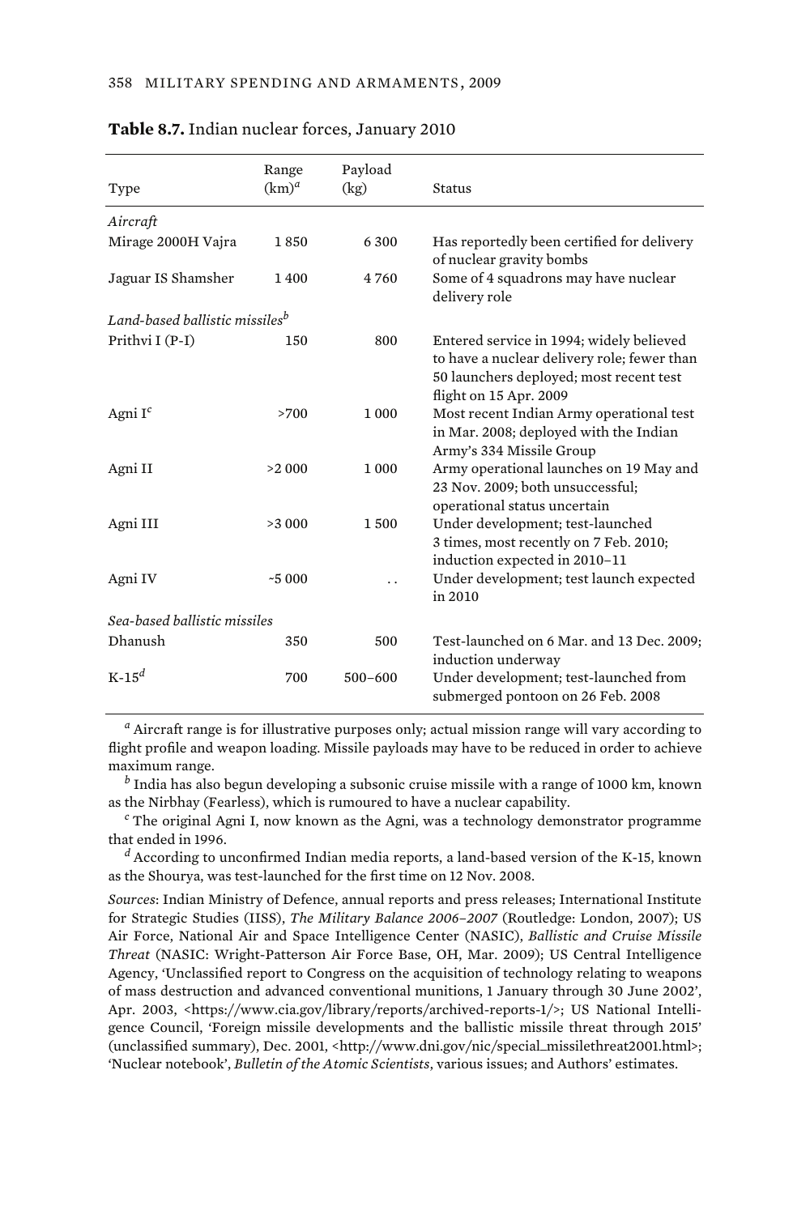**Table 8.7.** Indian nuclear forces, January 2010

| Type | Range (km)[a] | Payload (kg) | Status |
|---|---|---|---|
| *Aircraft* | | | |
| Mirage 2000H Vajra | 1 850 | 6 300 | Has reportedly been certified for delivery of nuclear gravity bombs |
| Jaguar IS Shamsher | 1 400 | 4 760 | Some of 4 squadrons may have nuclear delivery role |
| *Land-based ballistic missiles*[b] | | | |
| Prithvi I (P-I) | 150 | 800 | Entered service in 1994; widely believed to have a nuclear delivery role; fewer than 50 launchers deployed; most recent test flight on 15 Apr. 2009 |
| Agni I[c] | >700 | 1 000 | Most recent Indian Army operational test in Mar. 2008; deployed with the Indian Army's 334 Missile Group |
| Agni II | >2 000 | 1 000 | Army operational launches on 19 May and 23 Nov. 2009; both unsuccessful; operational status uncertain |
| Agni III | >3 000 | 1 500 | Under development; test-launched 3 times, most recently on 7 Feb. 2010; induction expected in 2010–11 |
| Agni IV | ~5 000 | . . | Under development; test launch expected in 2010 |
| *Sea-based ballistic missiles* | | | |
| Dhanush | 350 | 500 | Test-launched on 6 Mar. and 13 Dec. 2009; induction underway |
| K-15[d] | 700 | 500–600 | Under development; test-launched from submerged pontoon on 26 Feb. 2008 |

[a] Aircraft range is for illustrative purposes only; actual mission range will vary according to flight profile and weapon loading. Missile payloads may have to be reduced in order to achieve maximum range.

[b] India has also begun developing a subsonic cruise missile with a range of 1000 km, known as the Nirbhay (Fearless), which is rumoured to have a nuclear capability.

[c] The original Agni I, now known as the Agni, was a technology demonstrator programme that ended in 1996.

[d] According to unconfirmed Indian media reports, a land-based version of the K-15, known as the Shourya, was test-launched for the first time on 12 Nov. 2008.

*Sources*: Indian Ministry of Defence, annual reports and press releases; International Institute for Strategic Studies (IISS), *The Military Balance 2006–2007* (Routledge: London, 2007); US Air Force, National Air and Space Intelligence Center (NASIC), *Ballistic and Cruise Missile Threat* (NASIC: Wright-Patterson Air Force Base, OH, Mar. 2009); US Central Intelligence Agency, 'Unclassified report to Congress on the acquisition of technology relating to weapons of mass destruction and advanced conventional munitions, 1 January through 30 June 2002', Apr. 2003, <https://www.cia.gov/library/reports/archived-reports-1/>; US National Intelligence Council, 'Foreign missile developments and the ballistic missile threat through 2015' (unclassified summary), Dec. 2001, <http://www.dni.gov/nic/special_missilethreat2001.html>; 'Nuclear notebook', *Bulletin of the Atomic Scientists*, various issues; and Authors' estimates.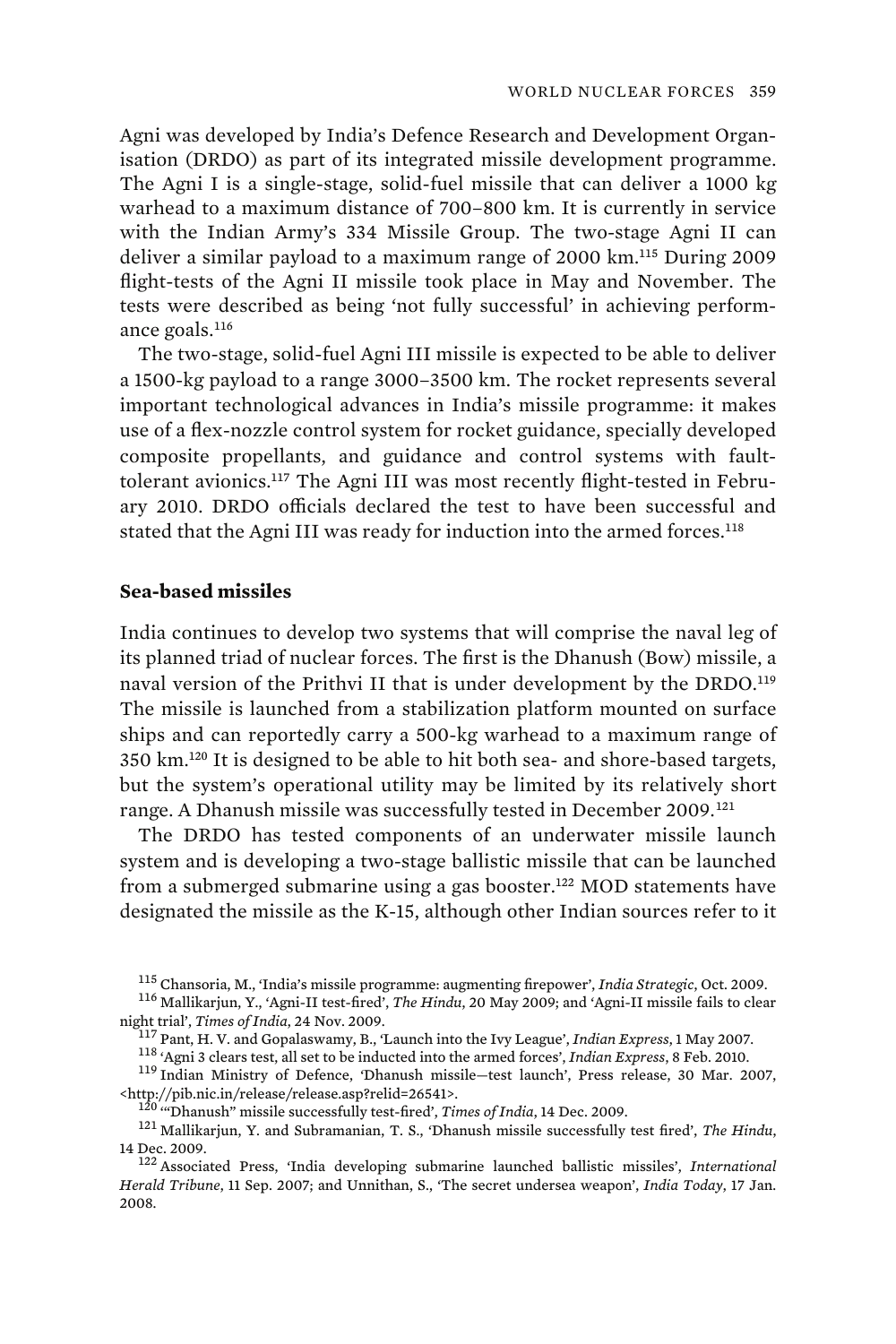Agni was developed by India's Defence Research and Development Organisation (DRDO) as part of its integrated missile development programme. The Agni I is a single-stage, solid-fuel missile that can deliver a 1000 kg warhead to a maximum distance of 700–800 km. It is currently in service with the Indian Army's 334 Missile Group. The two-stage Agni II can deliver a similar payload to a maximum range of 2000 km.[115] During 2009 flight-tests of the Agni II missile took place in May and November. The tests were described as being 'not fully successful' in achieving performance goals.[116]

The two-stage, solid-fuel Agni III missile is expected to be able to deliver a 1500-kg payload to a range 3000–3500 km. The rocket represents several important technological advances in India's missile programme: it makes use of a flex-nozzle control system for rocket guidance, specially developed composite propellants, and guidance and control systems with fault-tolerant avionics.[117] The Agni III was most recently flight-tested in February 2010. DRDO officials declared the test to have been successful and stated that the Agni III was ready for induction into the armed forces.[118]

### Sea-based missiles

India continues to develop two systems that will comprise the naval leg of its planned triad of nuclear forces. The first is the Dhanush (Bow) missile, a naval version of the Prithvi II that is under development by the DRDO.[119] The missile is launched from a stabilization platform mounted on surface ships and can reportedly carry a 500-kg warhead to a maximum range of 350 km.[120] It is designed to be able to hit both sea- and shore-based targets, but the system's operational utility may be limited by its relatively short range. A Dhanush missile was successfully tested in December 2009.[121]

The DRDO has tested components of an underwater missile launch system and is developing a two-stage ballistic missile that can be launched from a submerged submarine using a gas booster.[122] MOD statements have designated the missile as the K-15, although other Indian sources refer to it

[115] Chansoria, M., 'India's missile programme: augmenting firepower', *India Strategic*, Oct. 2009.

[116] Mallikarjun, Y., 'Agni-II test-fired', *The Hindu*, 20 May 2009; and 'Agni-II missile fails to clear night trial', *Times of India*, 24 Nov. 2009.

[117] Pant, H. V. and Gopalaswamy, B., 'Launch into the Ivy League', *Indian Express*, 1 May 2007.

[118] 'Agni 3 clears test, all set to be inducted into the armed forces', *Indian Express*, 8 Feb. 2010.

[119] Indian Ministry of Defence, 'Dhanush missile—test launch', Press release, 30 Mar. 2007, <http://pib.nic.in/release/release.asp?relid=26541>.

[120] '"Dhanush" missile successfully test-fired', *Times of India*, 14 Dec. 2009.

[121] Mallikarjun, Y. and Subramanian, T. S., 'Dhanush missile successfully test fired', *The Hindu*, 14 Dec. 2009.

[122] Associated Press, 'India developing submarine launched ballistic missiles', *International Herald Tribune*, 11 Sep. 2007; and Unnithan, S., 'The secret undersea weapon', *India Today*, 17 Jan. 2008.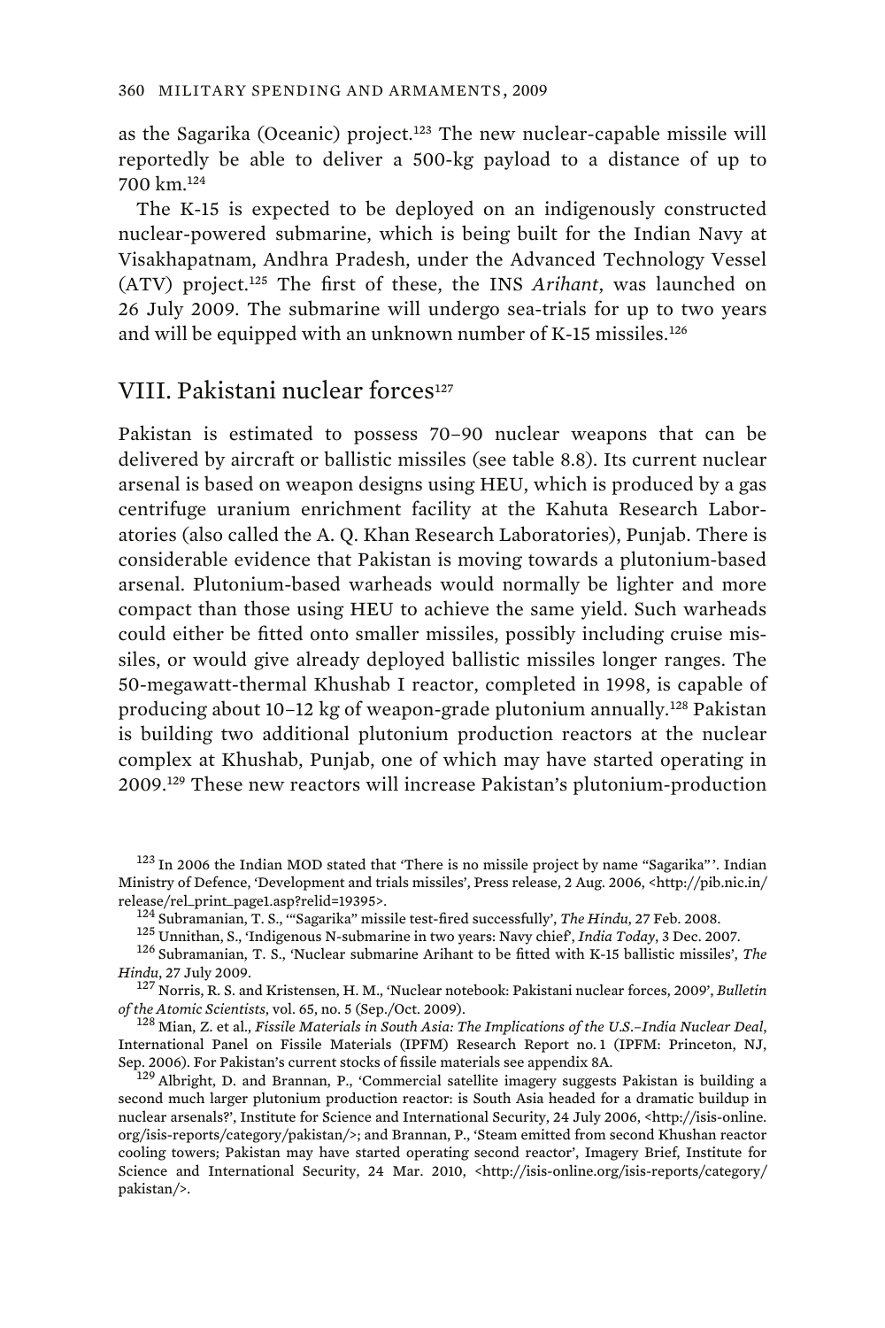as the Sagarika (Oceanic) project.[123] The new nuclear-capable missile will reportedly be able to deliver a 500-kg payload to a distance of up to 700 km.[124]

The K-15 is expected to be deployed on an indigenously constructed nuclear-powered submarine, which is being built for the Indian Navy at Visakhapatnam, Andhra Pradesh, under the Advanced Technology Vessel (ATV) project.[125] The first of these, the INS *Arihant*, was launched on 26 July 2009. The submarine will undergo sea-trials for up to two years and will be equipped with an unknown number of K-15 missiles.[126]

## VIII. Pakistani nuclear forces[127]

Pakistan is estimated to possess 70–90 nuclear weapons that can be delivered by aircraft or ballistic missiles (see table 8.8). Its current nuclear arsenal is based on weapon designs using HEU, which is produced by a gas centrifuge uranium enrichment facility at the Kahuta Research Laboratories (also called the A. Q. Khan Research Laboratories), Punjab. There is considerable evidence that Pakistan is moving towards a plutonium-based arsenal. Plutonium-based warheads would normally be lighter and more compact than those using HEU to achieve the same yield. Such warheads could either be fitted onto smaller missiles, possibly including cruise missiles, or would give already deployed ballistic missiles longer ranges. The 50-megawatt-thermal Khushab I reactor, completed in 1998, is capable of producing about 10–12 kg of weapon-grade plutonium annually.[128] Pakistan is building two additional plutonium production reactors at the nuclear complex at Khushab, Punjab, one of which may have started operating in 2009.[129] These new reactors will increase Pakistan's plutonium-production

[123] In 2006 the Indian MOD stated that 'There is no missile project by name "Sagarika"'. Indian Ministry of Defence, 'Development and trials missiles', Press release, 2 Aug. 2006, <http://pib.nic.in/release/rel_print_page1.asp?relid=19395>.

[124] Subramanian, T. S., '"Sagarika" missile test-fired successfully', *The Hindu*, 27 Feb. 2008.

[125] Unnithan, S., 'Indigenous N-submarine in two years: Navy chief', *India Today*, 3 Dec. 2007.

[126] Subramanian, T. S., 'Nuclear submarine Arihant to be fitted with K-15 ballistic missiles', *The Hindu*, 27 July 2009.

[127] Norris, R. S. and Kristensen, H. M., 'Nuclear notebook: Pakistani nuclear forces, 2009', *Bulletin of the Atomic Scientists*, vol. 65, no. 5 (Sep./Oct. 2009).

[128] Mian, Z. et al., *Fissile Materials in South Asia: The Implications of the U.S.–India Nuclear Deal*, International Panel on Fissile Materials (IPFM) Research Report no. 1 (IPFM: Princeton, NJ, Sep. 2006). For Pakistan's current stocks of fissile materials see appendix 8A.

[129] Albright, D. and Brannan, P., 'Commercial satellite imagery suggests Pakistan is building a second much larger plutonium production reactor: is South Asia headed for a dramatic buildup in nuclear arsenals?', Institute for Science and International Security, 24 July 2006, <http://isis-online.org/isis-reports/category/pakistan/>; and Brannan, P., 'Steam emitted from second Khushan reactor cooling towers; Pakistan may have started operating second reactor', Imagery Brief, Institute for Science and International Security, 24 Mar. 2010, <http://isis-online.org/isis-reports/category/pakistan/>.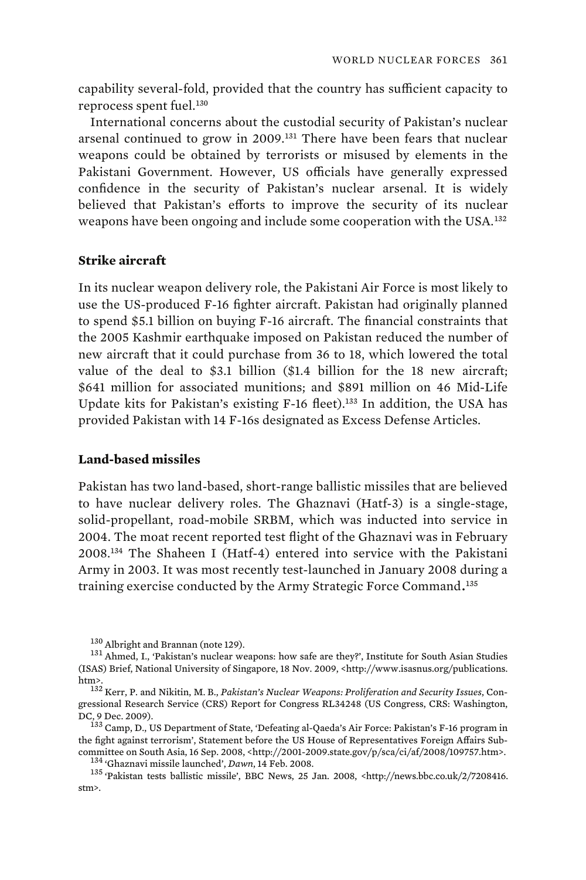capability several-fold, provided that the country has sufficient capacity to reprocess spent fuel.[130]

International concerns about the custodial security of Pakistan's nuclear arsenal continued to grow in 2009.[131] There have been fears that nuclear weapons could be obtained by terrorists or misused by elements in the Pakistani Government. However, US officials have generally expressed confidence in the security of Pakistan's nuclear arsenal. It is widely believed that Pakistan's efforts to improve the security of its nuclear weapons have been ongoing and include some cooperation with the USA.[132]

### Strike aircraft

In its nuclear weapon delivery role, the Pakistani Air Force is most likely to use the US-produced F-16 fighter aircraft. Pakistan had originally planned to spend $5.1 billion on buying F-16 aircraft. The financial constraints that the 2005 Kashmir earthquake imposed on Pakistan reduced the number of new aircraft that it could purchase from 36 to 18, which lowered the total value of the deal to $3.1 billion ($1.4 billion for the 18 new aircraft; $641 million for associated munitions; and $891 million on 46 Mid-Life Update kits for Pakistan's existing F-16 fleet).[133] In addition, the USA has provided Pakistan with 14 F-16s designated as Excess Defense Articles.

### Land-based missiles

Pakistan has two land-based, short-range ballistic missiles that are believed to have nuclear delivery roles. The Ghaznavi (Hatf-3) is a single-stage, solid-propellant, road-mobile SRBM, which was inducted into service in 2004. The moat recent reported test flight of the Ghaznavi was in February 2008.[134] The Shaheen I (Hatf-4) entered into service with the Pakistani Army in 2003. It was most recently test-launched in January 2008 during a training exercise conducted by the Army Strategic Force Command.[135]

---

[130] Albright and Brannan (note 129).

[131] Ahmed, I., 'Pakistan's nuclear weapons: how safe are they?', Institute for South Asian Studies (ISAS) Brief, National University of Singapore, 18 Nov. 2009, <http://www.isasnus.org/publications.htm>.

[132] Kerr, P. and Nikitin, M. B., *Pakistan's Nuclear Weapons: Proliferation and Security Issues*, Congressional Research Service (CRS) Report for Congress RL34248 (US Congress, CRS: Washington, DC, 9 Dec. 2009).

[133] Camp, D., US Department of State, 'Defeating al-Qaeda's Air Force: Pakistan's F-16 program in the fight against terrorism', Statement before the US House of Representatives Foreign Affairs Subcommittee on South Asia, 16 Sep. 2008, <http://2001-2009.state.gov/p/sca/ci/af/2008/109757.htm>.

[134] 'Ghaznavi missile launched', *Dawn*, 14 Feb. 2008.

[135] 'Pakistan tests ballistic missile', BBC News, 25 Jan. 2008, <http://news.bbc.co.uk/2/7208416.stm>.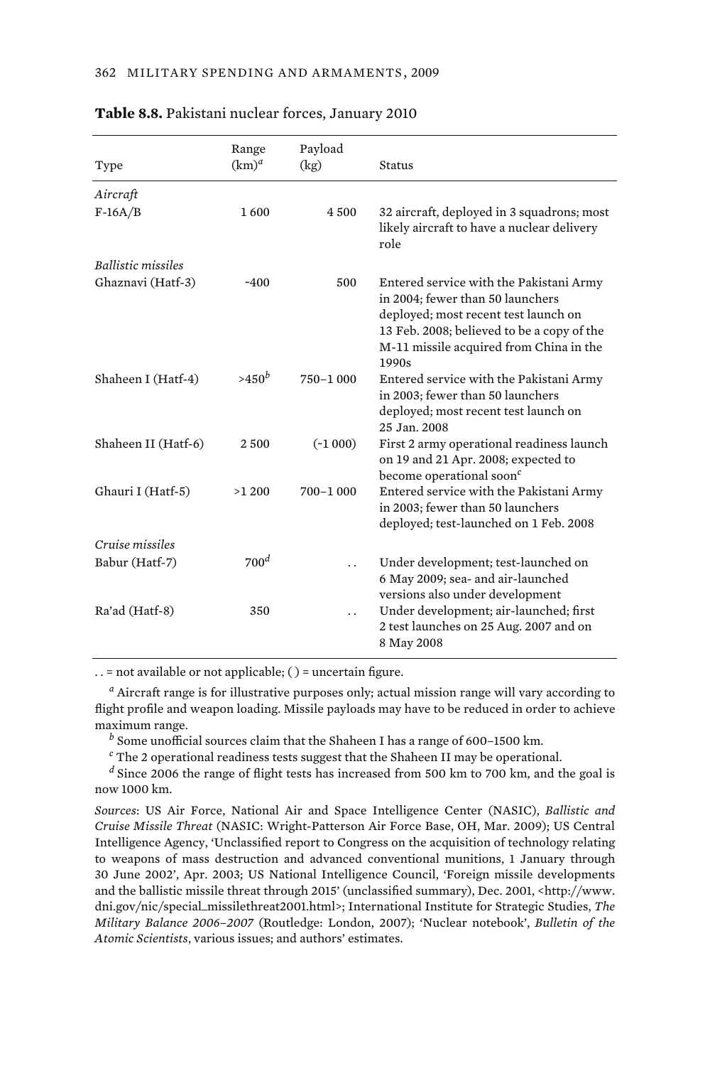**Table 8.8.** Pakistani nuclear forces, January 2010

| Type | Range (km)[a] | Payload (kg) | Status |
|---|---|---|---|
| *Aircraft* | | | |
| F-16A/B | 1 600 | 4 500 | 32 aircraft, deployed in 3 squadrons; most likely aircraft to have a nuclear delivery role |
| *Ballistic missiles* | | | |
| Ghaznavi (Hatf-3) | ~400 | 500 | Entered service with the Pakistani Army in 2004; fewer than 50 launchers deployed; most recent test launch on 13 Feb. 2008; believed to be a copy of the M-11 missile acquired from China in the 1990s |
| Shaheen I (Hatf-4) | >450[b] | 750–1 000 | Entered service with the Pakistani Army in 2003; fewer than 50 launchers deployed; most recent test launch on 25 Jan. 2008 |
| Shaheen II (Hatf-6) | 2 500 | (~1 000) | First 2 army operational readiness launch on 19 and 21 Apr. 2008; expected to become operational soon[c] |
| Ghauri I (Hatf-5) | >1 200 | 700–1 000 | Entered service with the Pakistani Army in 2003; fewer than 50 launchers deployed; test-launched on 1 Feb. 2008 |
| *Cruise missiles* | | | |
| Babur (Hatf-7) | 700[d] | . . | Under development; test-launched on 6 May 2009; sea- and air-launched versions also under development |
| Ra'ad (Hatf-8) | 350 | . . | Under development; air-launched; first 2 test launches on 25 Aug. 2007 and on 8 May 2008 |

. . = not available or not applicable; ( ) = uncertain figure.

[a] Aircraft range is for illustrative purposes only; actual mission range will vary according to flight profile and weapon loading. Missile payloads may have to be reduced in order to achieve maximum range.

[b] Some unofficial sources claim that the Shaheen I has a range of 600–1500 km.

[c] The 2 operational readiness tests suggest that the Shaheen II may be operational.

[d] Since 2006 the range of flight tests has increased from 500 km to 700 km, and the goal is now 1000 km.

*Sources*: US Air Force, National Air and Space Intelligence Center (NASIC), *Ballistic and Cruise Missile Threat* (NASIC: Wright-Patterson Air Force Base, OH, Mar. 2009); US Central Intelligence Agency, 'Unclassified report to Congress on the acquisition of technology relating to weapons of mass destruction and advanced conventional munitions, 1 January through 30 June 2002', Apr. 2003; US National Intelligence Council, 'Foreign missile developments and the ballistic missile threat through 2015' (unclassified summary), Dec. 2001, <http://www.dni.gov/nic/special_missilethreat2001.html>; International Institute for Strategic Studies, *The Military Balance 2006–2007* (Routledge: London, 2007); 'Nuclear notebook', *Bulletin of the Atomic Scientists*, various issues; and authors' estimates.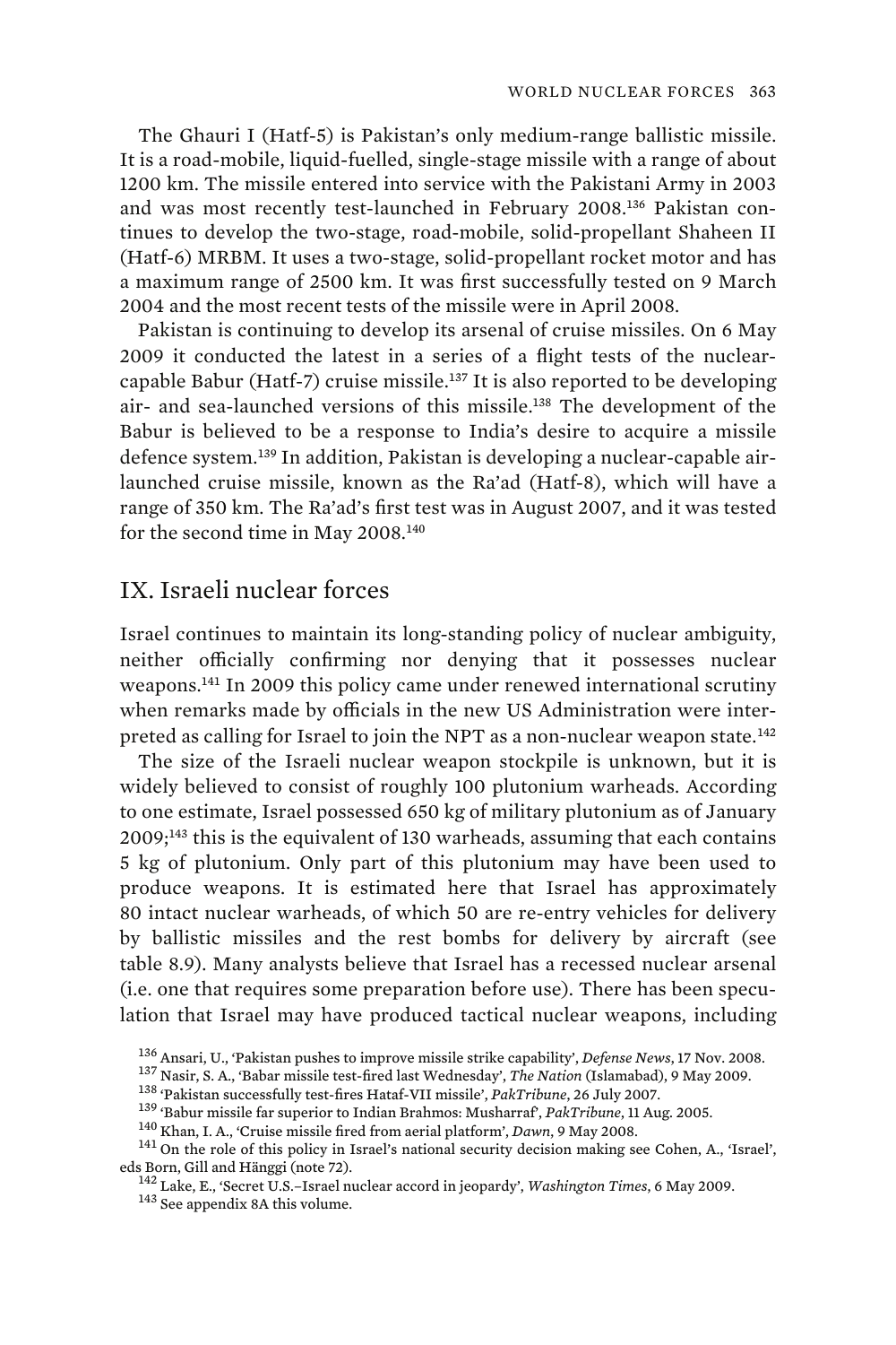The Ghauri I (Hatf-5) is Pakistan's only medium-range ballistic missile. It is a road-mobile, liquid-fuelled, single-stage missile with a range of about 1200 km. The missile entered into service with the Pakistani Army in 2003 and was most recently test-launched in February 2008.[136] Pakistan continues to develop the two-stage, road-mobile, solid-propellant Shaheen II (Hatf-6) MRBM. It uses a two-stage, solid-propellant rocket motor and has a maximum range of 2500 km. It was first successfully tested on 9 March 2004 and the most recent tests of the missile were in April 2008.

Pakistan is continuing to develop its arsenal of cruise missiles. On 6 May 2009 it conducted the latest in a series of a flight tests of the nuclear-capable Babur (Hatf-7) cruise missile.[137] It is also reported to be developing air- and sea-launched versions of this missile.[138] The development of the Babur is believed to be a response to India's desire to acquire a missile defence system.[139] In addition, Pakistan is developing a nuclear-capable air-launched cruise missile, known as the Ra'ad (Hatf-8), which will have a range of 350 km. The Ra'ad's first test was in August 2007, and it was tested for the second time in May 2008.[140]

## IX. Israeli nuclear forces

Israel continues to maintain its long-standing policy of nuclear ambiguity, neither officially confirming nor denying that it possesses nuclear weapons.[141] In 2009 this policy came under renewed international scrutiny when remarks made by officials in the new US Administration were interpreted as calling for Israel to join the NPT as a non-nuclear weapon state.[142]

The size of the Israeli nuclear weapon stockpile is unknown, but it is widely believed to consist of roughly 100 plutonium warheads. According to one estimate, Israel possessed 650 kg of military plutonium as of January 2009;[143] this is the equivalent of 130 warheads, assuming that each contains 5 kg of plutonium. Only part of this plutonium may have been used to produce weapons. It is estimated here that Israel has approximately 80 intact nuclear warheads, of which 50 are re-entry vehicles for delivery by ballistic missiles and the rest bombs for delivery by aircraft (see table 8.9). Many analysts believe that Israel has a recessed nuclear arsenal (i.e. one that requires some preparation before use). There has been speculation that Israel may have produced tactical nuclear weapons, including

[136] Ansari, U., 'Pakistan pushes to improve missile strike capability', *Defense News*, 17 Nov. 2008.

[137] Nasir, S. A., 'Babar missile test-fired last Wednesday', *The Nation* (Islamabad), 9 May 2009.

[138] 'Pakistan successfully test-fires Hataf-VII missile', *PakTribune*, 26 July 2007.

[139] 'Babur missile far superior to Indian Brahmos: Musharraf', *PakTribune*, 11 Aug. 2005.

[140] Khan, I. A., 'Cruise missile fired from aerial platform', *Dawn*, 9 May 2008.

[141] On the role of this policy in Israel's national security decision making see Cohen, A., 'Israel', eds Born, Gill and Hänggi (note 72).

[142] Lake, E., 'Secret U.S.–Israel nuclear accord in jeopardy', *Washington Times*, 6 May 2009.

[143] See appendix 8A this volume.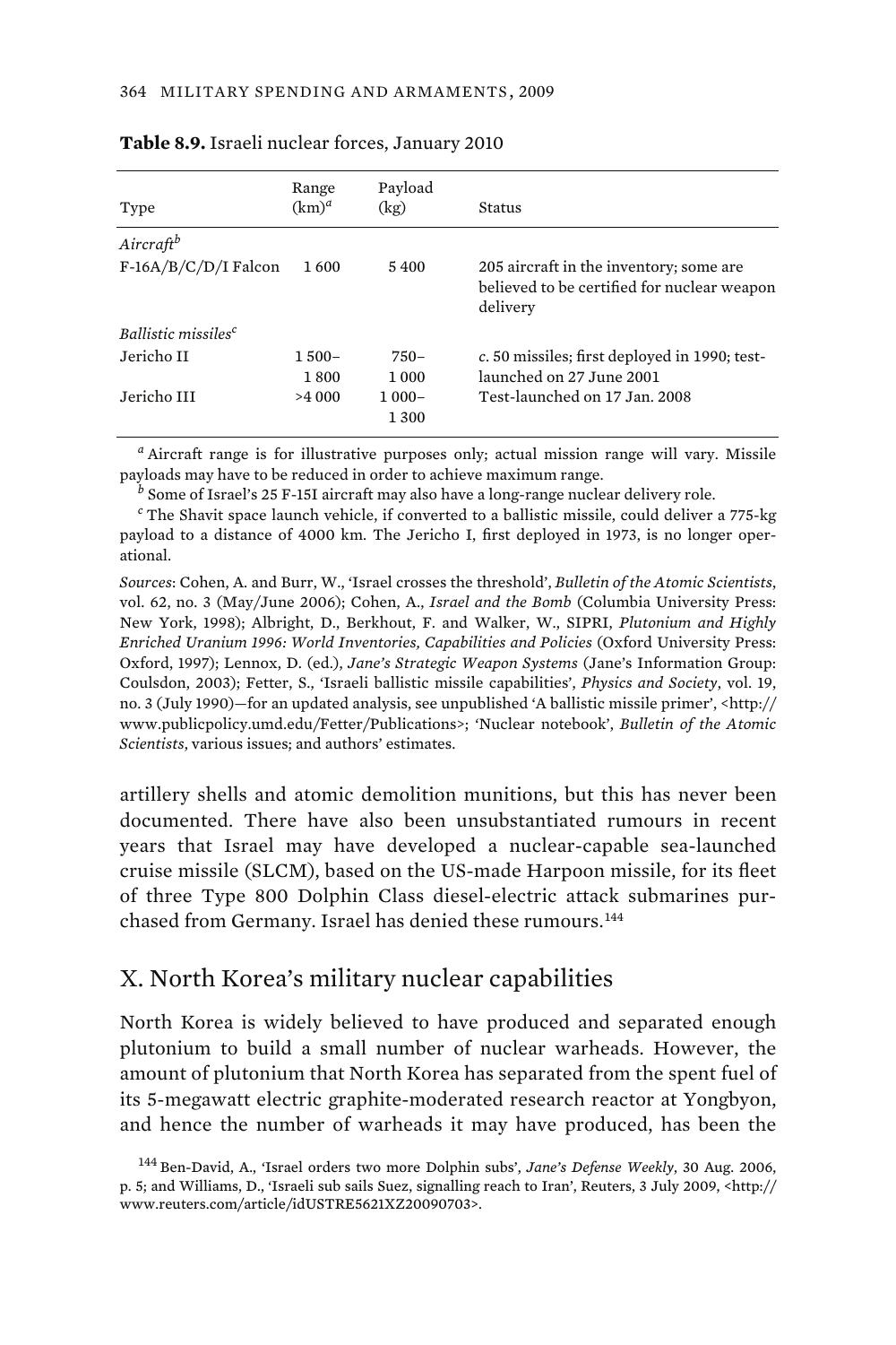**Table 8.9.** Israeli nuclear forces, January 2010

| Type | Range (km)[a] | Payload (kg) | Status |
|---|---|---|---|
| *Aircraft*[b] | | | |
| F-16A/B/C/D/I Falcon | 1 600 | 5 400 | 205 aircraft in the inventory; some are believed to be certified for nuclear weapon delivery |
| *Ballistic missiles*[c] | | | |
| Jericho II | 1 500–1 800 | 750–1 000 | *c*. 50 missiles; first deployed in 1990; test-launched on 27 June 2001 |
| Jericho III | >4 000 | 1 000–1 300 | Test-launched on 17 Jan. 2008 |

[a] Aircraft range is for illustrative purposes only; actual mission range will vary. Missile payloads may have to be reduced in order to achieve maximum range.

[b] Some of Israel's 25 F-15I aircraft may also have a long-range nuclear delivery role.

[c] The Shavit space launch vehicle, if converted to a ballistic missile, could deliver a 775-kg payload to a distance of 4000 km. The Jericho I, first deployed in 1973, is no longer operational.

*Sources*: Cohen, A. and Burr, W., 'Israel crosses the threshold', *Bulletin of the Atomic Scientists*, vol. 62, no. 3 (May/June 2006); Cohen, A., *Israel and the Bomb* (Columbia University Press: New York, 1998); Albright, D., Berkhout, F. and Walker, W., SIPRI, *Plutonium and Highly Enriched Uranium 1996: World Inventories, Capabilities and Policies* (Oxford University Press: Oxford, 1997); Lennox, D. (ed.), *Jane's Strategic Weapon Systems* (Jane's Information Group: Coulsdon, 2003); Fetter, S., 'Israeli ballistic missile capabilities', *Physics and Society*, vol. 19, no. 3 (July 1990)—for an updated analysis, see unpublished 'A ballistic missile primer', <http://www.publicpolicy.umd.edu/Fetter/Publications>; 'Nuclear notebook', *Bulletin of the Atomic Scientists*, various issues; and authors' estimates.

artillery shells and atomic demolition munitions, but this has never been documented. There have also been unsubstantiated rumours in recent years that Israel may have developed a nuclear-capable sea-launched cruise missile (SLCM), based on the US-made Harpoon missile, for its fleet of three Type 800 Dolphin Class diesel-electric attack submarines purchased from Germany. Israel has denied these rumours.[144]

## X. North Korea's military nuclear capabilities

North Korea is widely believed to have produced and separated enough plutonium to build a small number of nuclear warheads. However, the amount of plutonium that North Korea has separated from the spent fuel of its 5-megawatt electric graphite-moderated research reactor at Yongbyon, and hence the number of warheads it may have produced, has been the

[144] Ben-David, A., 'Israel orders two more Dolphin subs', *Jane's Defense Weekly*, 30 Aug. 2006, p. 5; and Williams, D., 'Israeli sub sails Suez, signalling reach to Iran', Reuters, 3 July 2009, <http://www.reuters.com/article/idUSTRE5621XZ20090703>.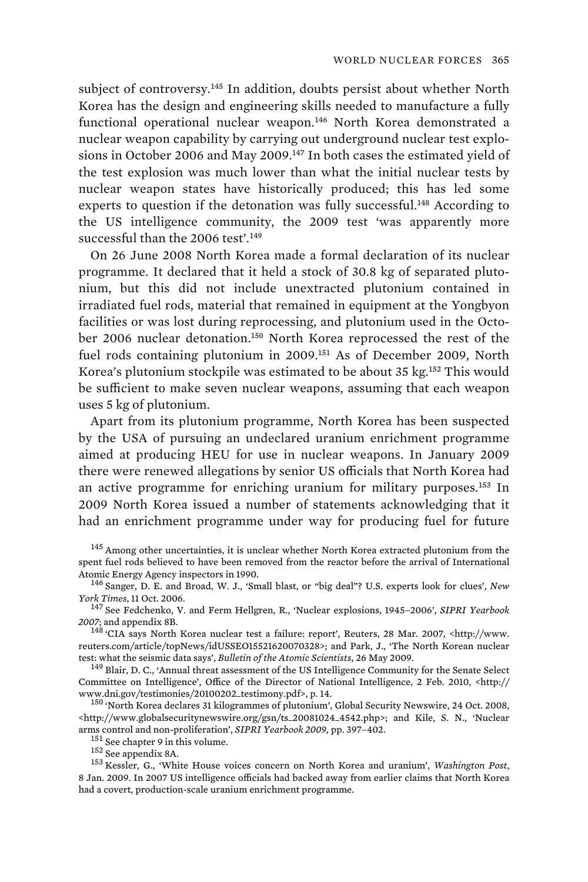subject of controversy.[145] In addition, doubts persist about whether North Korea has the design and engineering skills needed to manufacture a fully functional operational nuclear weapon.[146] North Korea demonstrated a nuclear weapon capability by carrying out underground nuclear test explosions in October 2006 and May 2009.[147] In both cases the estimated yield of the test explosion was much lower than what the initial nuclear tests by nuclear weapon states have historically produced; this has led some experts to question if the detonation was fully successful.[148] According to the US intelligence community, the 2009 test 'was apparently more successful than the 2006 test'.[149]

On 26 June 2008 North Korea made a formal declaration of its nuclear programme. It declared that it held a stock of 30.8 kg of separated plutonium, but this did not include unextracted plutonium contained in irradiated fuel rods, material that remained in equipment at the Yongbyon facilities or was lost during reprocessing, and plutonium used in the October 2006 nuclear detonation.[150] North Korea reprocessed the rest of the fuel rods containing plutonium in 2009.[151] As of December 2009, North Korea's plutonium stockpile was estimated to be about 35 kg.[152] This would be sufficient to make seven nuclear weapons, assuming that each weapon uses 5 kg of plutonium.

Apart from its plutonium programme, North Korea has been suspected by the USA of pursuing an undeclared uranium enrichment programme aimed at producing HEU for use in nuclear weapons. In January 2009 there were renewed allegations by senior US officials that North Korea had an active programme for enriching uranium for military purposes.[153] In 2009 North Korea issued a number of statements acknowledging that it had an enrichment programme under way for producing fuel for future

[145] Among other uncertainties, it is unclear whether North Korea extracted plutonium from the spent fuel rods believed to have been removed from the reactor before the arrival of International Atomic Energy Agency inspectors in 1990.

[146] Sanger, D. E. and Broad, W. J., 'Small blast, or "big deal"? U.S. experts look for clues', *New York Times*, 11 Oct. 2006.

[147] See Fedchenko, V. and Ferm Hellgren, R., 'Nuclear explosions, 1945–2006', *SIPRI Yearbook 2007*; and appendix 8B.

[148] 'CIA says North Korea nuclear test a failure: report', Reuters, 28 Mar. 2007, <http://www.reuters.com/article/topNews/idUSSEO15521620070328>; and Park, J., 'The North Korean nuclear test: what the seismic data says', *Bulletin of the Atomic Scientists*, 26 May 2009.

[149] Blair, D. C., 'Annual threat assessment of the US Intelligence Community for the Senate Select Committee on Intelligence', Office of the Director of National Intelligence, 2 Feb. 2010, <http://www.dni.gov/testimonies/20100202_testimony.pdf>, p. 14.

[150] 'North Korea declares 31 kilogrammes of plutonium', Global Security Newswire, 24 Oct. 2008, <http://www.globalsecuritynewswire.org/gsn/ts_20081024_4542.php>; and Kile, S. N., 'Nuclear arms control and non-proliferation', *SIPRI Yearbook 2009*, pp. 397–402.

[151] See chapter 9 in this volume.

[152] See appendix 8A.

[153] Kessler, G., 'White House voices concern on North Korea and uranium', *Washington Post*, 8 Jan. 2009. In 2007 US intelligence officials had backed away from earlier claims that North Korea had a covert, production-scale uranium enrichment programme.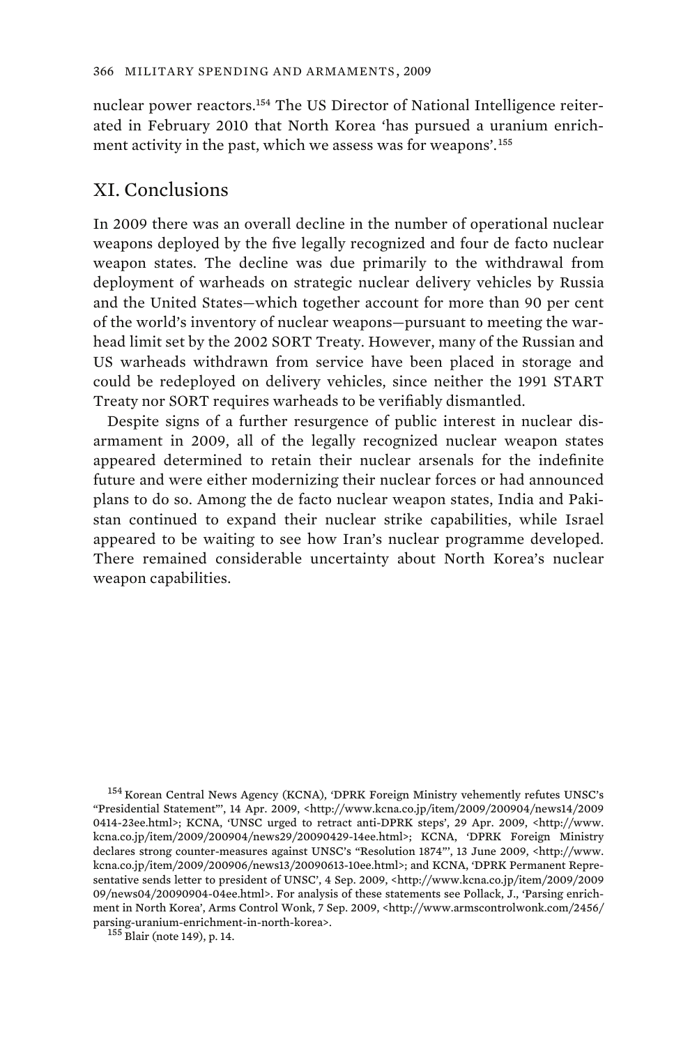nuclear power reactors.[154] The US Director of National Intelligence reiterated in February 2010 that North Korea 'has pursued a uranium enrichment activity in the past, which we assess was for weapons'.[155]

## XI. Conclusions

In 2009 there was an overall decline in the number of operational nuclear weapons deployed by the five legally recognized and four de facto nuclear weapon states. The decline was due primarily to the withdrawal from deployment of warheads on strategic nuclear delivery vehicles by Russia and the United States—which together account for more than 90 per cent of the world's inventory of nuclear weapons—pursuant to meeting the warhead limit set by the 2002 SORT Treaty. However, many of the Russian and US warheads withdrawn from service have been placed in storage and could be redeployed on delivery vehicles, since neither the 1991 START Treaty nor SORT requires warheads to be verifiably dismantled.

Despite signs of a further resurgence of public interest in nuclear disarmament in 2009, all of the legally recognized nuclear weapon states appeared determined to retain their nuclear arsenals for the indefinite future and were either modernizing their nuclear forces or had announced plans to do so. Among the de facto nuclear weapon states, India and Pakistan continued to expand their nuclear strike capabilities, while Israel appeared to be waiting to see how Iran's nuclear programme developed. There remained considerable uncertainty about North Korea's nuclear weapon capabilities.

[154] Korean Central News Agency (KCNA), 'DPRK Foreign Ministry vehemently refutes UNSC's "Presidential Statement"', 14 Apr. 2009, <http://www.kcna.co.jp/item/2009/200904/news14/20090414-23ee.html>; KCNA, 'UNSC urged to retract anti-DPRK steps', 29 Apr. 2009, <http://www.kcna.co.jp/item/2009/200904/news29/20090429-14ee.html>; KCNA, 'DPRK Foreign Ministry declares strong counter-measures against UNSC's "Resolution 1874"', 13 June 2009, <http://www.kcna.co.jp/item/2009/200906/news13/20090613-10ee.html>; and KCNA, 'DPRK Permanent Representative sends letter to president of UNSC', 4 Sep. 2009, <http://www.kcna.co.jp/item/2009/200909/news04/20090904-04ee.html>. For analysis of these statements see Pollack, J., 'Parsing enrichment in North Korea', Arms Control Wonk, 7 Sep. 2009, <http://www.armscontrolwonk.com/2456/parsing-uranium-enrichment-in-north-korea>.

[155] Blair (note 149), p. 14.